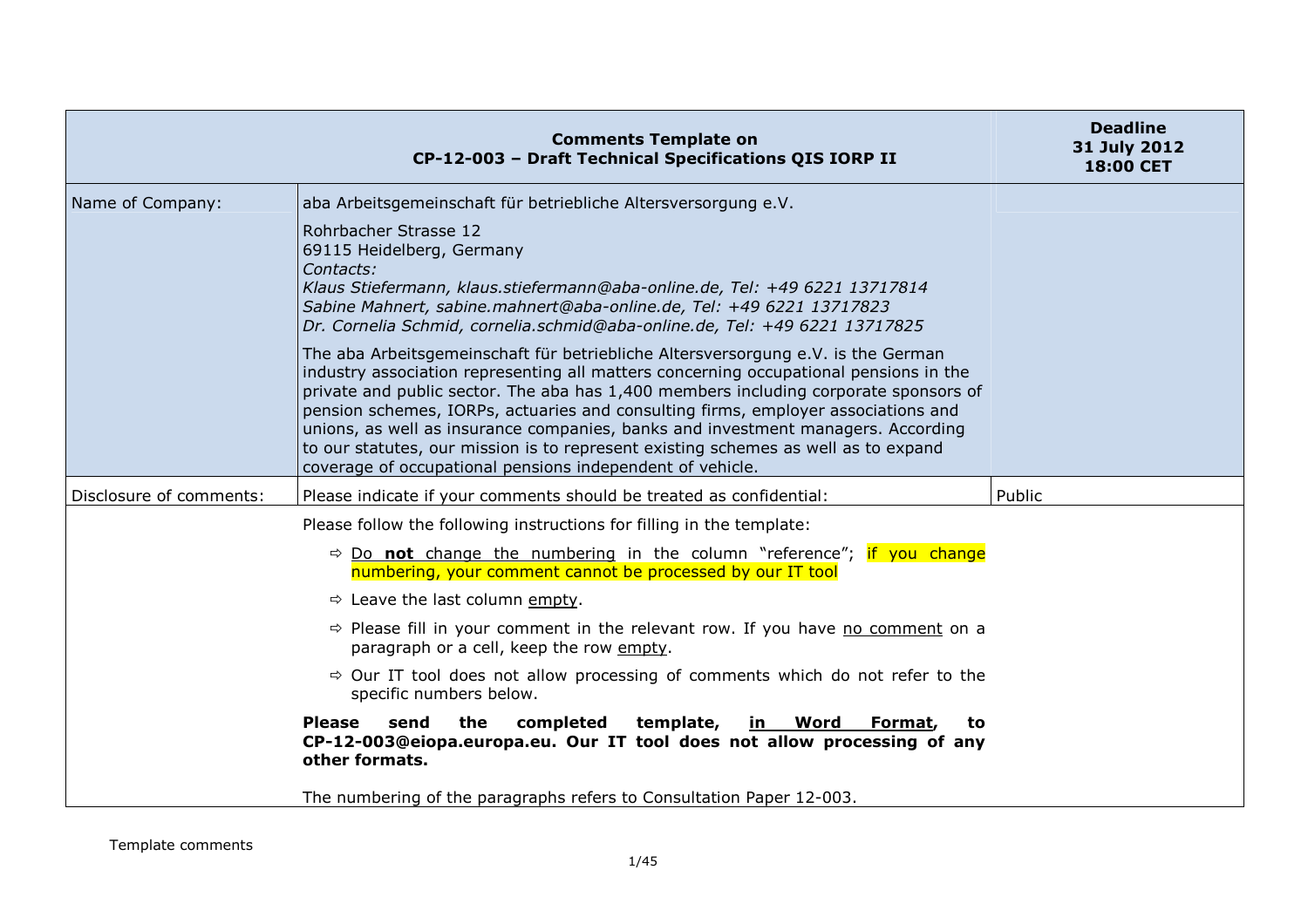| | **Comments Template on CP-12-003 – Draft Technical Specifications QIS IORP II** | **Deadline 31 July 2012 18:00 CET** |
|---|---|---|
| Name of Company: | aba Arbeitsgemeinschaft für betriebliche Altersversorgung e.V.<br><br>Rohrbacher Strasse 12<br>69115 Heidelberg, Germany<br>*Contacts:*<br>*Klaus Stiefermann, klaus.stiefermann@aba-online.de, Tel: +49 6221 13717814*<br>*Sabine Mahnert, sabine.mahnert@aba-online.de, Tel: +49 6221 13717823*<br>*Dr. Cornelia Schmid, cornelia.schmid@aba-online.de, Tel: +49 6221 13717825*<br><br>The aba Arbeitsgemeinschaft für betriebliche Altersversorgung e.V. is the German industry association representing all matters concerning occupational pensions in the private and public sector. The aba has 1,400 members including corporate sponsors of pension schemes, IORPs, actuaries and consulting firms, employer associations and unions, as well as insurance companies, banks and investment managers. According to our statutes, our mission is to represent existing schemes as well as to expand coverage of occupational pensions independent of vehicle. | |
| Disclosure of comments: | Please indicate if your comments should be treated as confidential: | Public |
| | Please follow the following instructions for filling in the template:<br><br>⇨ Do **not** change the numbering in the column "reference"; if you change numbering, your comment cannot be processed by our IT tool<br><br>⇨ Leave the last column empty.<br><br>⇨ Please fill in your comment in the relevant row. If you have no comment on a paragraph or a cell, keep the row empty.<br><br>⇨ Our IT tool does not allow processing of comments which do not refer to the specific numbers below.<br><br>**Please send the completed template, in Word Format, to CP-12-003@eiopa.europa.eu. Our IT tool does not allow processing of any other formats.**<br><br>The numbering of the paragraphs refers to Consultation Paper 12-003. | |

Template comments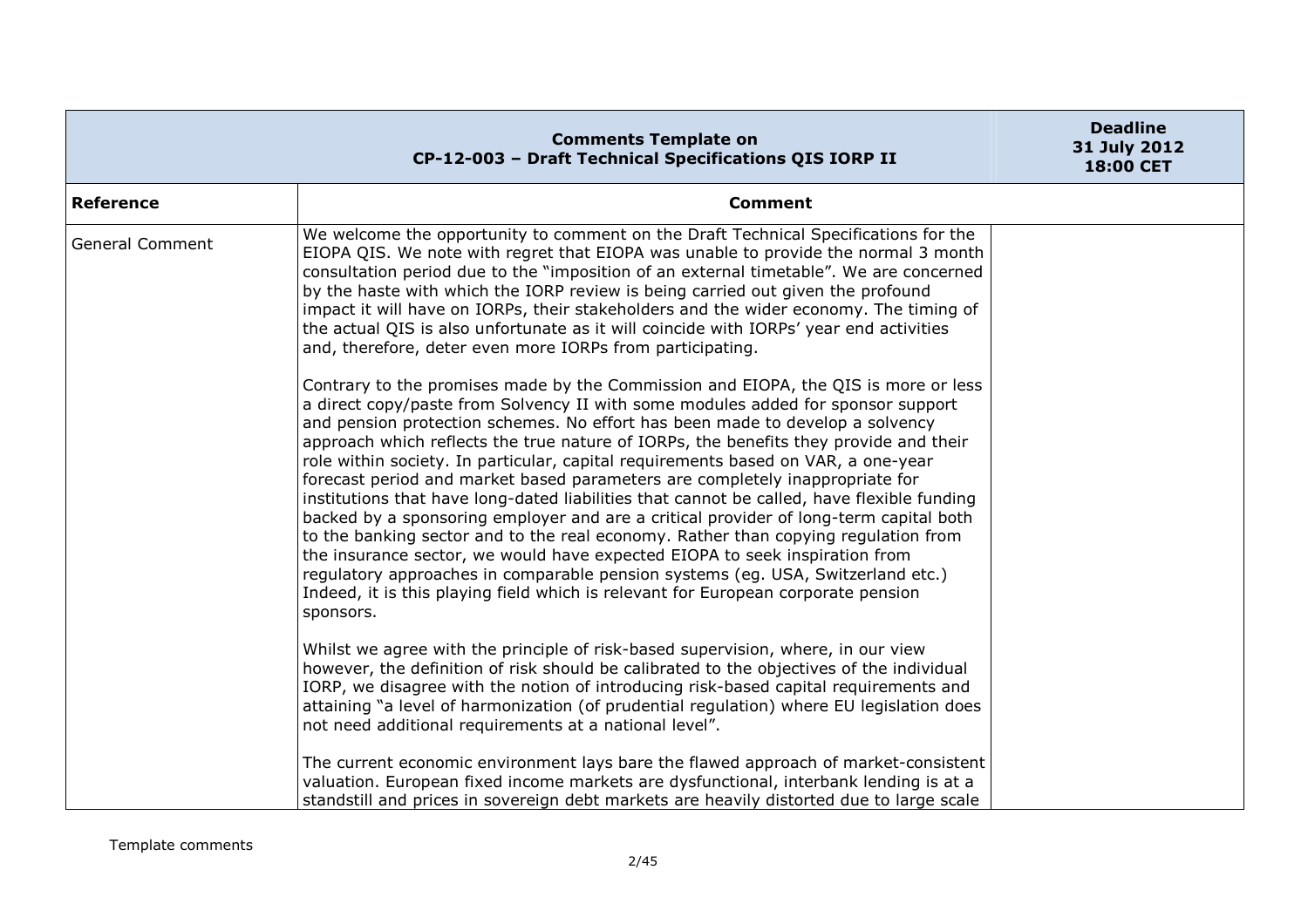| Comments Template on CP-12-003 – Draft Technical Specifications QIS IORP II | | Deadline 31 July 2012 18:00 CET |
|---|---|---|
| **Reference** | **Comment** | |
| General Comment | We welcome the opportunity to comment on the Draft Technical Specifications for the EIOPA QIS. We note with regret that EIOPA was unable to provide the normal 3 month consultation period due to the "imposition of an external timetable". We are concerned by the haste with which the IORP review is being carried out given the profound impact it will have on IORPs, their stakeholders and the wider economy. The timing of the actual QIS is also unfortunate as it will coincide with IORPs' year end activities and, therefore, deter even more IORPs from participating.<br><br>Contrary to the promises made by the Commission and EIOPA, the QIS is more or less a direct copy/paste from Solvency II with some modules added for sponsor support and pension protection schemes. No effort has been made to develop a solvency approach which reflects the true nature of IORPs, the benefits they provide and their role within society. In particular, capital requirements based on VAR, a one-year forecast period and market based parameters are completely inappropriate for institutions that have long-dated liabilities that cannot be called, have flexible funding backed by a sponsoring employer and are a critical provider of long-term capital both to the banking sector and to the real economy. Rather than copying regulation from the insurance sector, we would have expected EIOPA to seek inspiration from regulatory approaches in comparable pension systems (eg. USA, Switzerland etc.) Indeed, it is this playing field which is relevant for European corporate pension sponsors.<br><br>Whilst we agree with the principle of risk-based supervision, where, in our view however, the definition of risk should be calibrated to the objectives of the individual IORP, we disagree with the notion of introducing risk-based capital requirements and attaining "a level of harmonization (of prudential regulation) where EU legislation does not need additional requirements at a national level".<br><br>The current economic environment lays bare the flawed approach of market-consistent valuation. European fixed income markets are dysfunctional, interbank lending is at a standstill and prices in sovereign debt markets are heavily distorted due to large scale | |

Template comments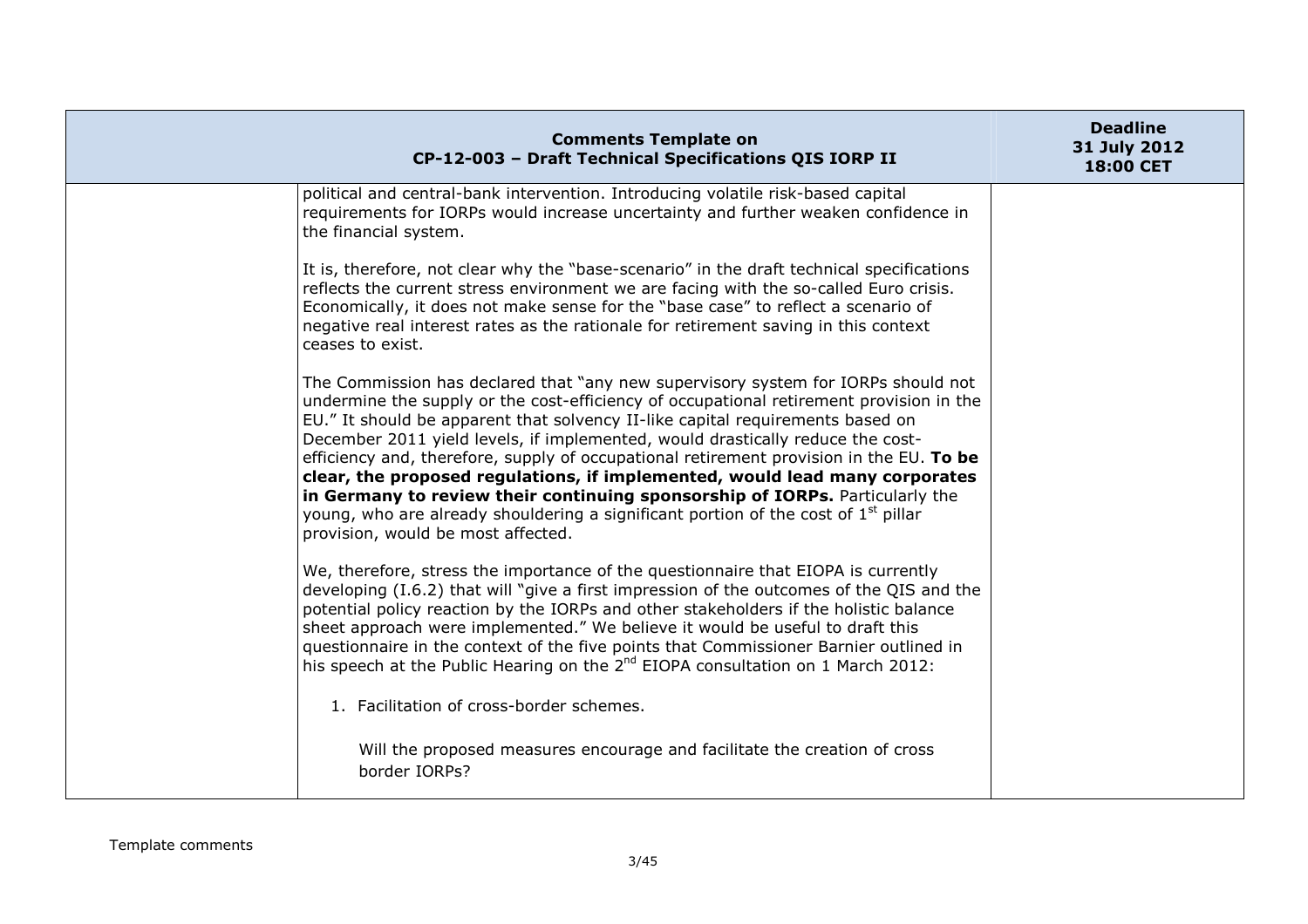| Comments Template on CP-12-003 – Draft Technical Specifications QIS IORP II | | Deadline 31 July 2012 18:00 CET |
|---|---|---|
| | political and central-bank intervention. Introducing volatile risk-based capital requirements for IORPs would increase uncertainty and further weaken confidence in the financial system.<br><br>It is, therefore, not clear why the "base-scenario" in the draft technical specifications reflects the current stress environment we are facing with the so-called Euro crisis. Economically, it does not make sense for the "base case" to reflect a scenario of negative real interest rates as the rationale for retirement saving in this context ceases to exist.<br><br>The Commission has declared that "any new supervisory system for IORPs should not undermine the supply or the cost-efficiency of occupational retirement provision in the EU." It should be apparent that solvency II-like capital requirements based on December 2011 yield levels, if implemented, would drastically reduce the cost-efficiency and, therefore, supply of occupational retirement provision in the EU. **To be clear, the proposed regulations, if implemented, would lead many corporates in Germany to review their continuing sponsorship of IORPs.** Particularly the young, who are already shouldering a significant portion of the cost of 1st pillar provision, would be most affected.<br><br>We, therefore, stress the importance of the questionnaire that EIOPA is currently developing (I.6.2) that will "give a first impression of the outcomes of the QIS and the potential policy reaction by the IORPs and other stakeholders if the holistic balance sheet approach were implemented." We believe it would be useful to draft this questionnaire in the context of the five points that Commissioner Barnier outlined in his speech at the Public Hearing on the 2nd EIOPA consultation on 1 March 2012:<br><br>1. Facilitation of cross-border schemes.<br><br>Will the proposed measures encourage and facilitate the creation of cross border IORPs? | |

Template comments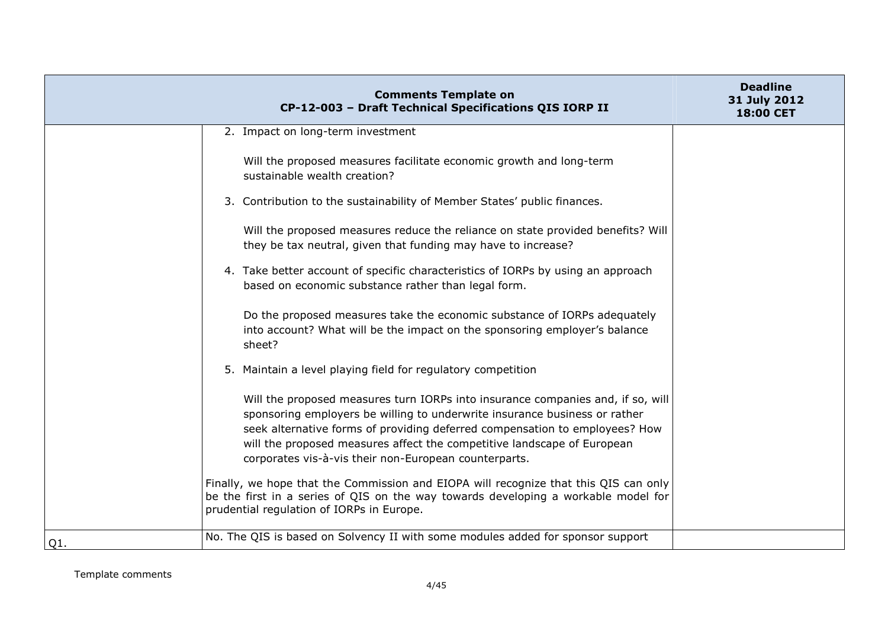| Comments Template on CP-12-003 – Draft Technical Specifications QIS IORP II | | Deadline 31 July 2012 18:00 CET |
|---|---|---|
| | 2. Impact on long-term investment<br><br>Will the proposed measures facilitate economic growth and long-term sustainable wealth creation?<br><br>3. Contribution to the sustainability of Member States' public finances.<br><br>Will the proposed measures reduce the reliance on state provided benefits? Will they be tax neutral, given that funding may have to increase?<br><br>4. Take better account of specific characteristics of IORPs by using an approach based on economic substance rather than legal form.<br><br>Do the proposed measures take the economic substance of IORPs adequately into account? What will be the impact on the sponsoring employer's balance sheet?<br><br>5. Maintain a level playing field for regulatory competition<br><br>Will the proposed measures turn IORPs into insurance companies and, if so, will sponsoring employers be willing to underwrite insurance business or rather seek alternative forms of providing deferred compensation to employees? How will the proposed measures affect the competitive landscape of European corporates vis-à-vis their non-European counterparts.<br><br>Finally, we hope that the Commission and EIOPA will recognize that this QIS can only be the first in a series of QIS on the way towards developing a workable model for prudential regulation of IORPs in Europe. | |
| Q1. | No. The QIS is based on Solvency II with some modules added for sponsor support | |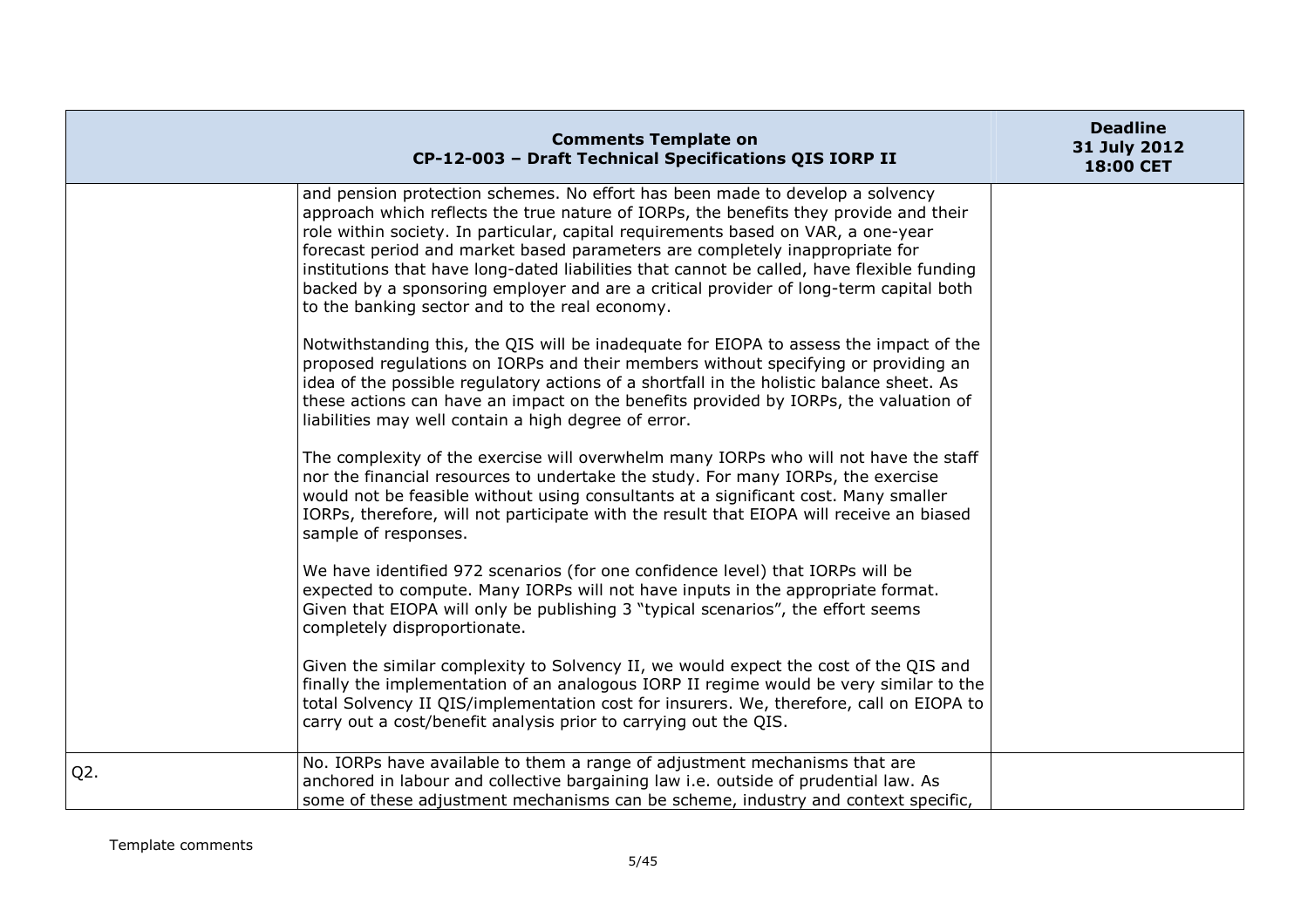| | and pension protection schemes. No effort has been made to develop a solvency approach which reflects the true nature of IORPs, the benefits they provide and their role within society. In particular, capital requirements based on VAR, a one-year forecast period and market based parameters are completely inappropriate for institutions that have long-dated liabilities that cannot be called, have flexible funding backed by a sponsoring employer and are a critical provider of long-term capital both to the banking sector and to the real economy.<br><br>Notwithstanding this, the QIS will be inadequate for EIOPA to assess the impact of the proposed regulations on IORPs and their members without specifying or providing an idea of the possible regulatory actions of a shortfall in the holistic balance sheet. As these actions can have an impact on the benefits provided by IORPs, the valuation of liabilities may well contain a high degree of error.<br><br>The complexity of the exercise will overwhelm many IORPs who will not have the staff nor the financial resources to undertake the study. For many IORPs, the exercise would not be feasible without using consultants at a significant cost. Many smaller IORPs, therefore, will not participate with the result that EIOPA will receive an biased sample of responses.<br><br>We have identified 972 scenarios (for one confidence level) that IORPs will be expected to compute. Many IORPs will not have inputs in the appropriate format. Given that EIOPA will only be publishing 3 "typical scenarios", the effort seems completely disproportionate.<br><br>Given the similar complexity to Solvency II, we would expect the cost of the QIS and finally the implementation of an analogous IORP II regime would be very similar to the total Solvency II QIS/implementation cost for insurers. We, therefore, call on EIOPA to carry out a cost/benefit analysis prior to carrying out the QIS. | |
|---|---|---|
| Q2. | No. IORPs have available to them a range of adjustment mechanisms that are anchored in labour and collective bargaining law i.e. outside of prudential law. As some of these adjustment mechanisms can be scheme, industry and context specific, | |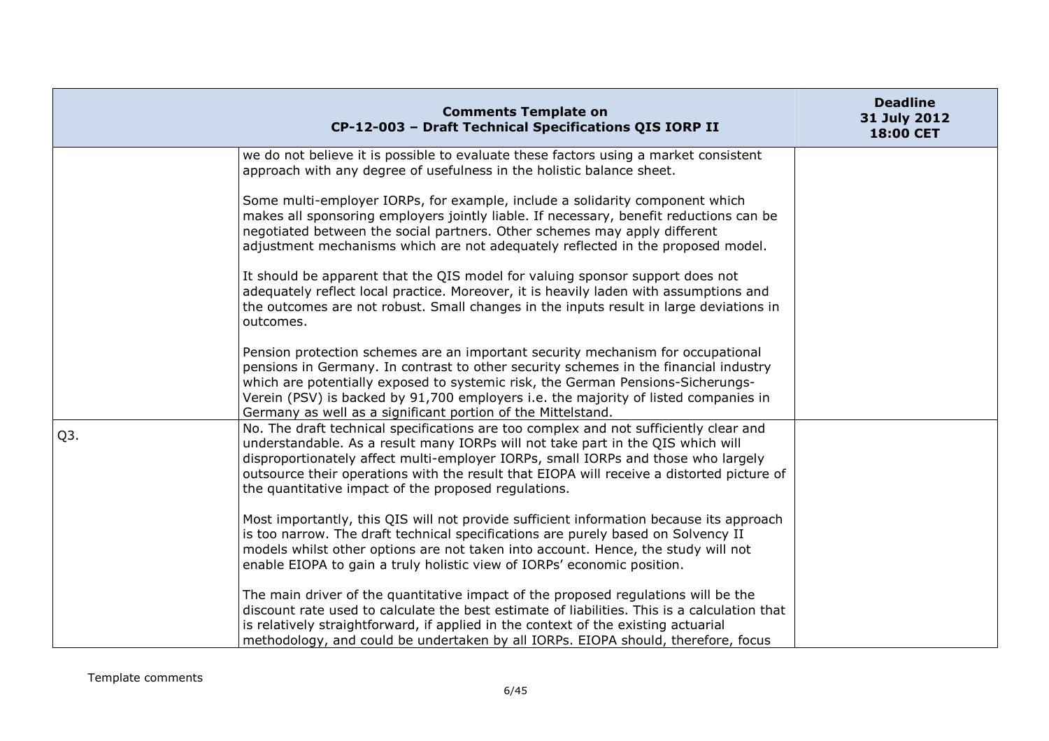| | | |
|---|---|---|
| | we do not believe it is possible to evaluate these factors using a market consistent approach with any degree of usefulness in the holistic balance sheet.<br><br>Some multi-employer IORPs, for example, include a solidarity component which makes all sponsoring employers jointly liable. If necessary, benefit reductions can be negotiated between the social partners. Other schemes may apply different adjustment mechanisms which are not adequately reflected in the proposed model.<br><br>It should be apparent that the QIS model for valuing sponsor support does not adequately reflect local practice. Moreover, it is heavily laden with assumptions and the outcomes are not robust. Small changes in the inputs result in large deviations in outcomes.<br><br>Pension protection schemes are an important security mechanism for occupational pensions in Germany. In contrast to other security schemes in the financial industry which are potentially exposed to systemic risk, the German Pensions-Sicherungs-Verein (PSV) is backed by 91,700 employers i.e. the majority of listed companies in Germany as well as a significant portion of the Mittelstand. | |
| Q3. | No. The draft technical specifications are too complex and not sufficiently clear and understandable. As a result many IORPs will not take part in the QIS which will disproportionately affect multi-employer IORPs, small IORPs and those who largely outsource their operations with the result that EIOPA will receive a distorted picture of the quantitative impact of the proposed regulations.<br><br>Most importantly, this QIS will not provide sufficient information because its approach is too narrow. The draft technical specifications are purely based on Solvency II models whilst other options are not taken into account. Hence, the study will not enable EIOPA to gain a truly holistic view of IORPs' economic position.<br><br>The main driver of the quantitative impact of the proposed regulations will be the discount rate used to calculate the best estimate of liabilities. This is a calculation that is relatively straightforward, if applied in the context of the existing actuarial methodology, and could be undertaken by all IORPs. EIOPA should, therefore, focus | |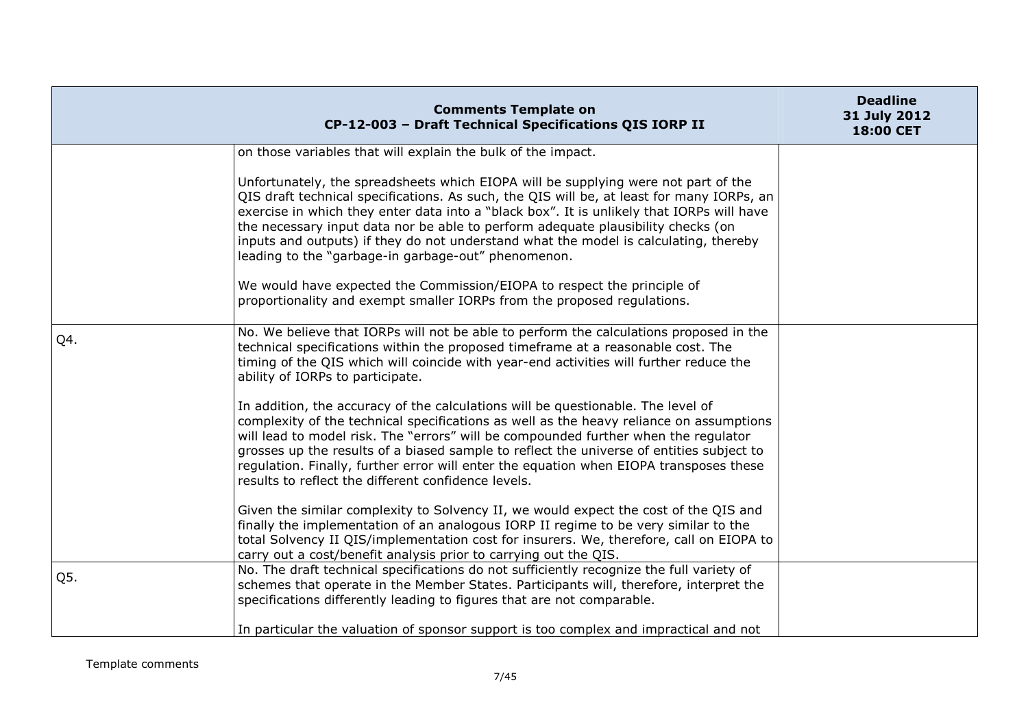| Comments Template on CP-12-003 – Draft Technical Specifications QIS IORP II | | Deadline 31 July 2012 18:00 CET |
|---|---|---|
| | on those variables that will explain the bulk of the impact.<br><br>Unfortunately, the spreadsheets which EIOPA will be supplying were not part of the QIS draft technical specifications. As such, the QIS will be, at least for many IORPs, an exercise in which they enter data into a "black box". It is unlikely that IORPs will have the necessary input data nor be able to perform adequate plausibility checks (on inputs and outputs) if they do not understand what the model is calculating, thereby leading to the "garbage-in garbage-out" phenomenon.<br><br>We would have expected the Commission/EIOPA to respect the principle of proportionality and exempt smaller IORPs from the proposed regulations. | |
| Q4. | No. We believe that IORPs will not be able to perform the calculations proposed in the technical specifications within the proposed timeframe at a reasonable cost. The timing of the QIS which will coincide with year-end activities will further reduce the ability of IORPs to participate.<br><br>In addition, the accuracy of the calculations will be questionable. The level of complexity of the technical specifications as well as the heavy reliance on assumptions will lead to model risk. The "errors" will be compounded further when the regulator grosses up the results of a biased sample to reflect the universe of entities subject to regulation. Finally, further error will enter the equation when EIOPA transposes these results to reflect the different confidence levels.<br><br>Given the similar complexity to Solvency II, we would expect the cost of the QIS and finally the implementation of an analogous IORP II regime to be very similar to the total Solvency II QIS/implementation cost for insurers. We, therefore, call on EIOPA to carry out a cost/benefit analysis prior to carrying out the QIS. | |
| Q5. | No. The draft technical specifications do not sufficiently recognize the full variety of schemes that operate in the Member States. Participants will, therefore, interpret the specifications differently leading to figures that are not comparable.<br><br>In particular the valuation of sponsor support is too complex and impractical and not | |

Template comments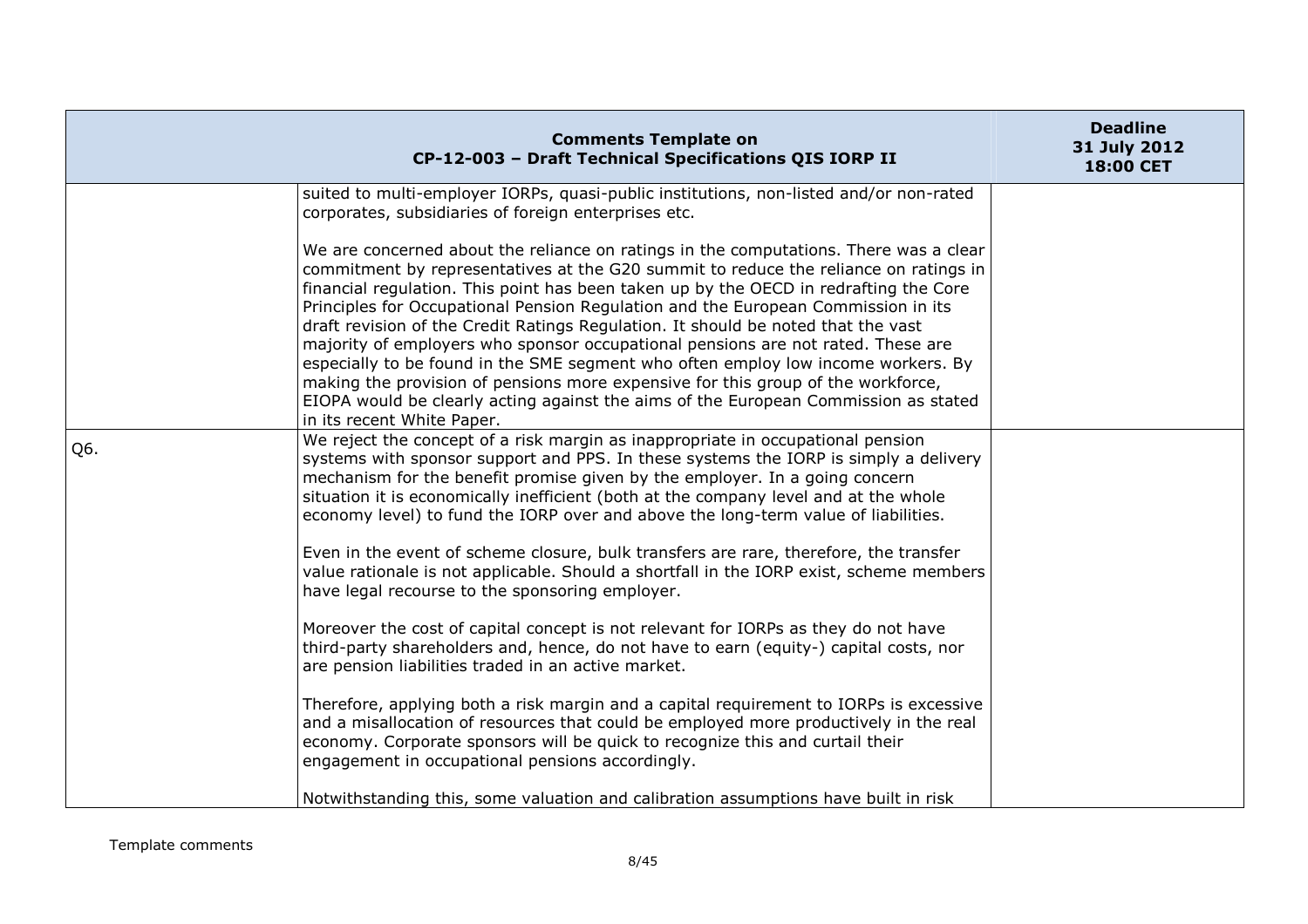| Comments Template on CP-12-003 – Draft Technical Specifications QIS IORP II | | Deadline 31 July 2012 18:00 CET |
|---|---|---|
| | suited to multi-employer IORPs, quasi-public institutions, non-listed and/or non-rated corporates, subsidiaries of foreign enterprises etc.<br><br>We are concerned about the reliance on ratings in the computations. There was a clear commitment by representatives at the G20 summit to reduce the reliance on ratings in financial regulation. This point has been taken up by the OECD in redrafting the Core Principles for Occupational Pension Regulation and the European Commission in its draft revision of the Credit Ratings Regulation. It should be noted that the vast majority of employers who sponsor occupational pensions are not rated. These are especially to be found in the SME segment who often employ low income workers. By making the provision of pensions more expensive for this group of the workforce, EIOPA would be clearly acting against the aims of the European Commission as stated in its recent White Paper. | |
| Q6. | We reject the concept of a risk margin as inappropriate in occupational pension systems with sponsor support and PPS. In these systems the IORP is simply a delivery mechanism for the benefit promise given by the employer. In a going concern situation it is economically inefficient (both at the company level and at the whole economy level) to fund the IORP over and above the long-term value of liabilities.<br><br>Even in the event of scheme closure, bulk transfers are rare, therefore, the transfer value rationale is not applicable. Should a shortfall in the IORP exist, scheme members have legal recourse to the sponsoring employer.<br><br>Moreover the cost of capital concept is not relevant for IORPs as they do not have third-party shareholders and, hence, do not have to earn (equity-) capital costs, nor are pension liabilities traded in an active market.<br><br>Therefore, applying both a risk margin and a capital requirement to IORPs is excessive and a misallocation of resources that could be employed more productively in the real economy. Corporate sponsors will be quick to recognize this and curtail their engagement in occupational pensions accordingly.<br><br>Notwithstanding this, some valuation and calibration assumptions have built in risk | |

Template comments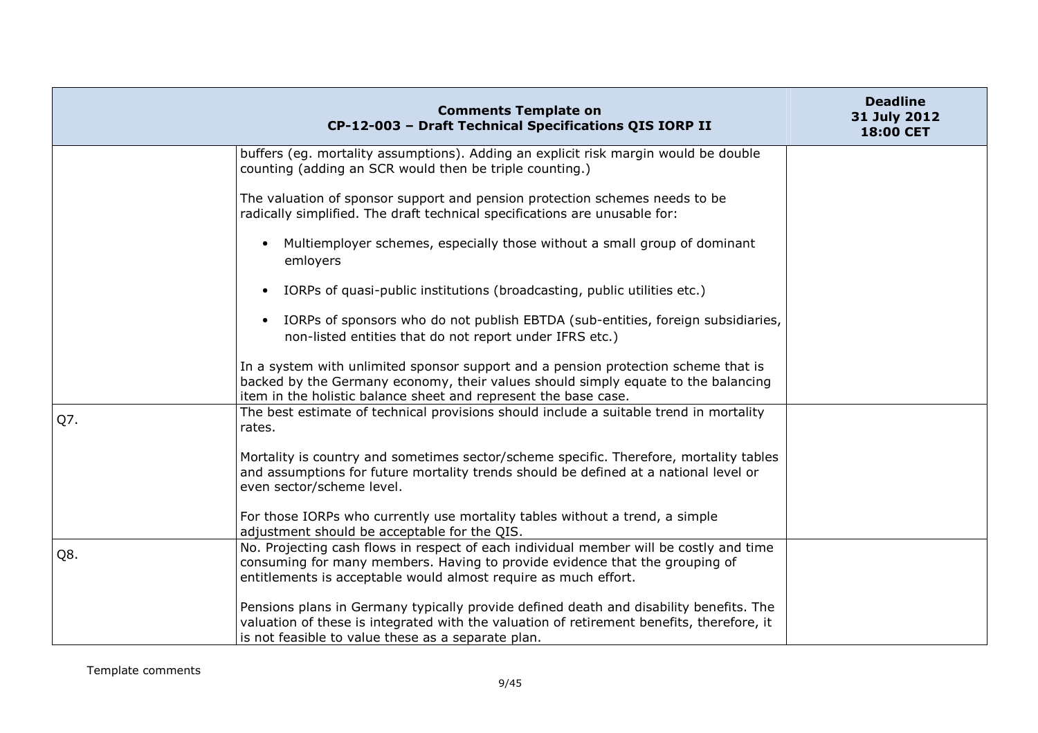| Comments Template on CP-12-003 – Draft Technical Specifications QIS IORP II | | Deadline 31 July 2012 18:00 CET |
|---|---|---|
| | buffers (eg. mortality assumptions). Adding an explicit risk margin would be double counting (adding an SCR would then be triple counting.)<br><br>The valuation of sponsor support and pension protection schemes needs to be radically simplified. The draft technical specifications are unusable for:<br><br>• Multiemployer schemes, especially those without a small group of dominant emloyers<br><br>• IORPs of quasi-public institutions (broadcasting, public utilities etc.)<br><br>• IORPs of sponsors who do not publish EBTDA (sub-entities, foreign subsidiaries, non-listed entities that do not report under IFRS etc.)<br><br>In a system with unlimited sponsor support and a pension protection scheme that is backed by the Germany economy, their values should simply equate to the balancing item in the holistic balance sheet and represent the base case. | |
| Q7. | The best estimate of technical provisions should include a suitable trend in mortality rates.<br><br>Mortality is country and sometimes sector/scheme specific. Therefore, mortality tables and assumptions for future mortality trends should be defined at a national level or even sector/scheme level.<br><br>For those IORPs who currently use mortality tables without a trend, a simple adjustment should be acceptable for the QIS. | |
| Q8. | No. Projecting cash flows in respect of each individual member will be costly and time consuming for many members. Having to provide evidence that the grouping of entitlements is acceptable would almost require as much effort.<br><br>Pensions plans in Germany typically provide defined death and disability benefits. The valuation of these is integrated with the valuation of retirement benefits, therefore, it is not feasible to value these as a separate plan. | |

Template comments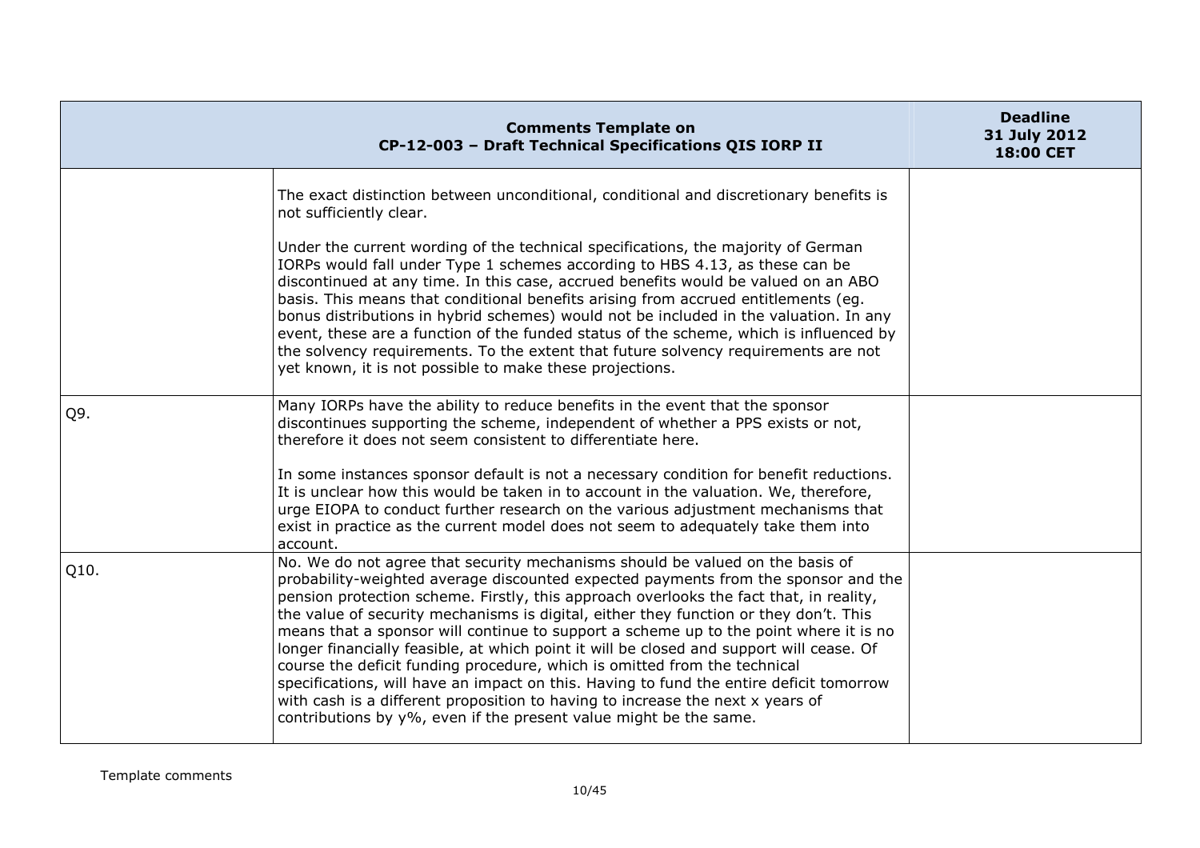| Comments Template on CP-12-003 – Draft Technical Specifications QIS IORP II | | Deadline 31 July 2012 18:00 CET |
|---|---|---|
| | The exact distinction between unconditional, conditional and discretionary benefits is not sufficiently clear.<br><br>Under the current wording of the technical specifications, the majority of German IORPs would fall under Type 1 schemes according to HBS 4.13, as these can be discontinued at any time. In this case, accrued benefits would be valued on an ABO basis. This means that conditional benefits arising from accrued entitlements (eg. bonus distributions in hybrid schemes) would not be included in the valuation. In any event, these are a function of the funded status of the scheme, which is influenced by the solvency requirements. To the extent that future solvency requirements are not yet known, it is not possible to make these projections. | |
| Q9. | Many IORPs have the ability to reduce benefits in the event that the sponsor discontinues supporting the scheme, independent of whether a PPS exists or not, therefore it does not seem consistent to differentiate here.<br><br>In some instances sponsor default is not a necessary condition for benefit reductions. It is unclear how this would be taken in to account in the valuation. We, therefore, urge EIOPA to conduct further research on the various adjustment mechanisms that exist in practice as the current model does not seem to adequately take them into account. | |
| Q10. | No. We do not agree that security mechanisms should be valued on the basis of probability-weighted average discounted expected payments from the sponsor and the pension protection scheme. Firstly, this approach overlooks the fact that, in reality, the value of security mechanisms is digital, either they function or they don't. This means that a sponsor will continue to support a scheme up to the point where it is no longer financially feasible, at which point it will be closed and support will cease. Of course the deficit funding procedure, which is omitted from the technical specifications, will have an impact on this. Having to fund the entire deficit tomorrow with cash is a different proposition to having to increase the next x years of contributions by y%, even if the present value might be the same. | |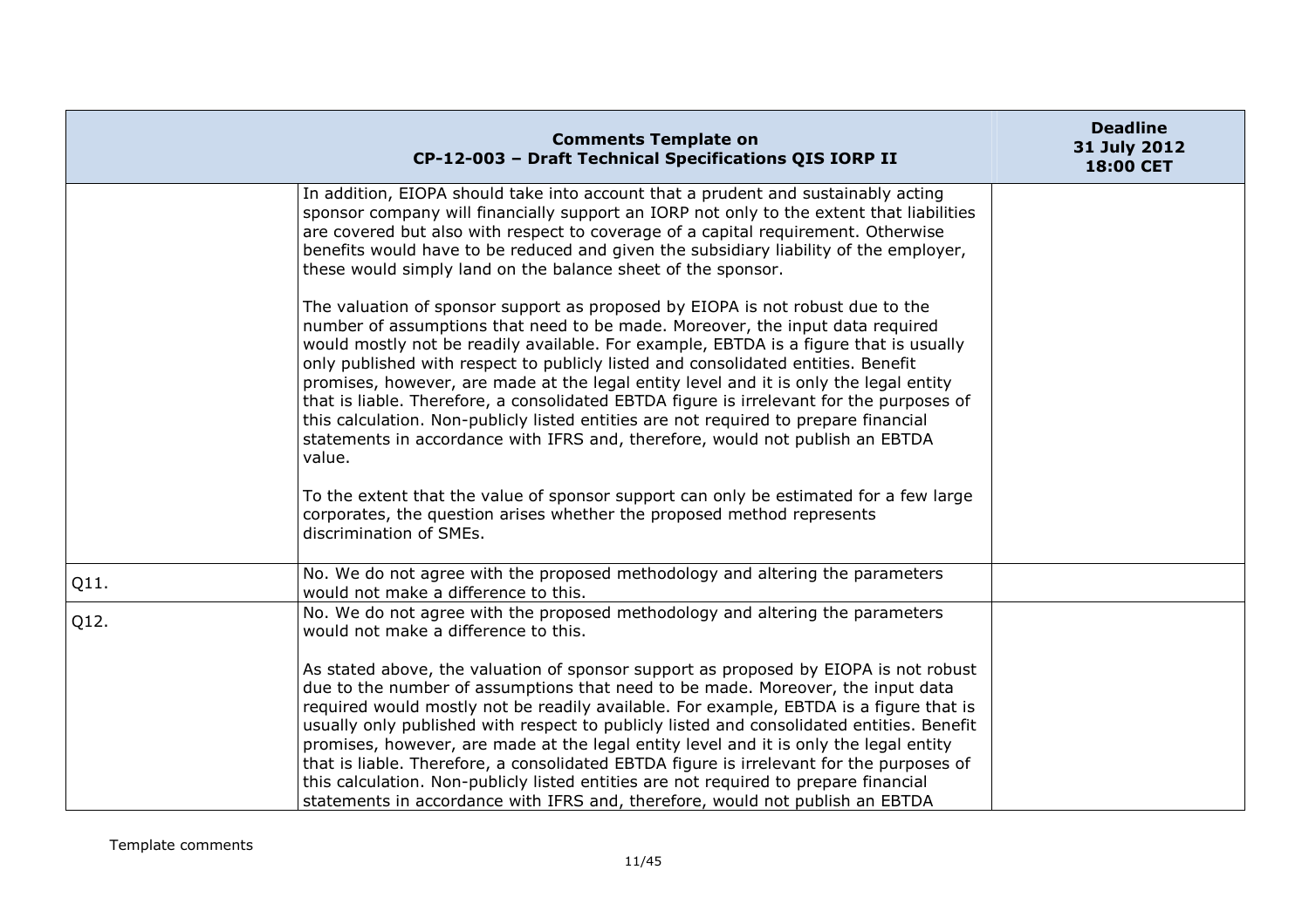| Comments Template on CP-12-003 – Draft Technical Specifications QIS IORP II | | Deadline 31 July 2012 18:00 CET |
|---|---|---|
| | In addition, EIOPA should take into account that a prudent and sustainably acting sponsor company will financially support an IORP not only to the extent that liabilities are covered but also with respect to coverage of a capital requirement. Otherwise benefits would have to be reduced and given the subsidiary liability of the employer, these would simply land on the balance sheet of the sponsor.<br><br>The valuation of sponsor support as proposed by EIOPA is not robust due to the number of assumptions that need to be made. Moreover, the input data required would mostly not be readily available. For example, EBTDA is a figure that is usually only published with respect to publicly listed and consolidated entities. Benefit promises, however, are made at the legal entity level and it is only the legal entity that is liable. Therefore, a consolidated EBTDA figure is irrelevant for the purposes of this calculation. Non-publicly listed entities are not required to prepare financial statements in accordance with IFRS and, therefore, would not publish an EBTDA value.<br><br>To the extent that the value of sponsor support can only be estimated for a few large corporates, the question arises whether the proposed method represents discrimination of SMEs. | |
| Q11. | No. We do not agree with the proposed methodology and altering the parameters would not make a difference to this. | |
| Q12. | No. We do not agree with the proposed methodology and altering the parameters would not make a difference to this.<br><br>As stated above, the valuation of sponsor support as proposed by EIOPA is not robust due to the number of assumptions that need to be made. Moreover, the input data required would mostly not be readily available. For example, EBTDA is a figure that is usually only published with respect to publicly listed and consolidated entities. Benefit promises, however, are made at the legal entity level and it is only the legal entity that is liable. Therefore, a consolidated EBTDA figure is irrelevant for the purposes of this calculation. Non-publicly listed entities are not required to prepare financial statements in accordance with IFRS and, therefore, would not publish an EBTDA | |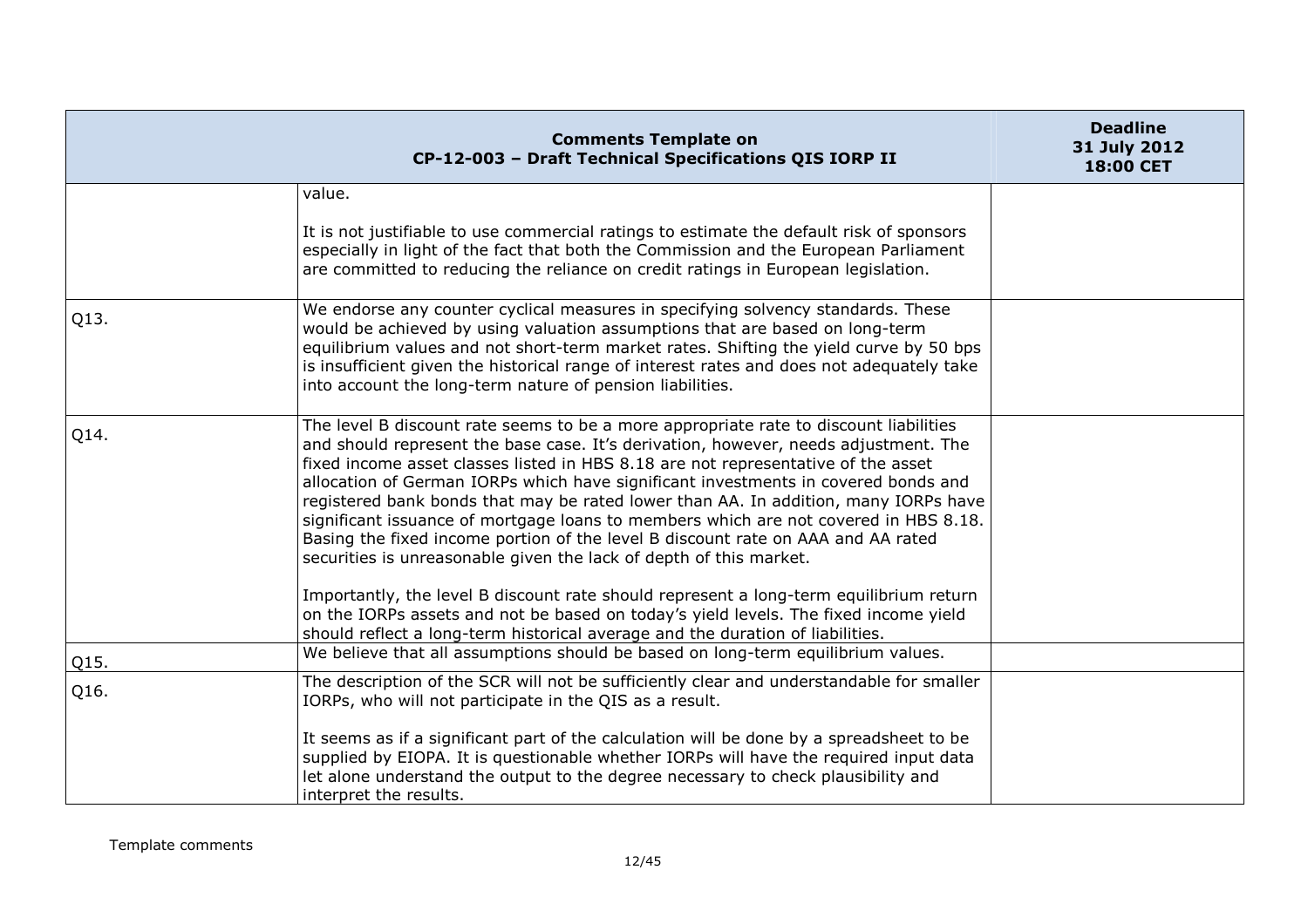| Comments Template on CP-12-003 – Draft Technical Specifications QIS IORP II | | Deadline 31 July 2012 18:00 CET |
|---|---|---|
| | value.<br><br>It is not justifiable to use commercial ratings to estimate the default risk of sponsors especially in light of the fact that both the Commission and the European Parliament are committed to reducing the reliance on credit ratings in European legislation. | |
| Q13. | We endorse any counter cyclical measures in specifying solvency standards. These would be achieved by using valuation assumptions that are based on long-term equilibrium values and not short-term market rates. Shifting the yield curve by 50 bps is insufficient given the historical range of interest rates and does not adequately take into account the long-term nature of pension liabilities. | |
| Q14. | The level B discount rate seems to be a more appropriate rate to discount liabilities and should represent the base case. It's derivation, however, needs adjustment. The fixed income asset classes listed in HBS 8.18 are not representative of the asset allocation of German IORPs which have significant investments in covered bonds and registered bank bonds that may be rated lower than AA. In addition, many IORPs have significant issuance of mortgage loans to members which are not covered in HBS 8.18. Basing the fixed income portion of the level B discount rate on AAA and AA rated securities is unreasonable given the lack of depth of this market.<br><br>Importantly, the level B discount rate should represent a long-term equilibrium return on the IORPs assets and not be based on today's yield levels. The fixed income yield should reflect a long-term historical average and the duration of liabilities. | |
| Q15. | We believe that all assumptions should be based on long-term equilibrium values. | |
| Q16. | The description of the SCR will not be sufficiently clear and understandable for smaller IORPs, who will not participate in the QIS as a result.<br><br>It seems as if a significant part of the calculation will be done by a spreadsheet to be supplied by EIOPA. It is questionable whether IORPs will have the required input data let alone understand the output to the degree necessary to check plausibility and interpret the results. | |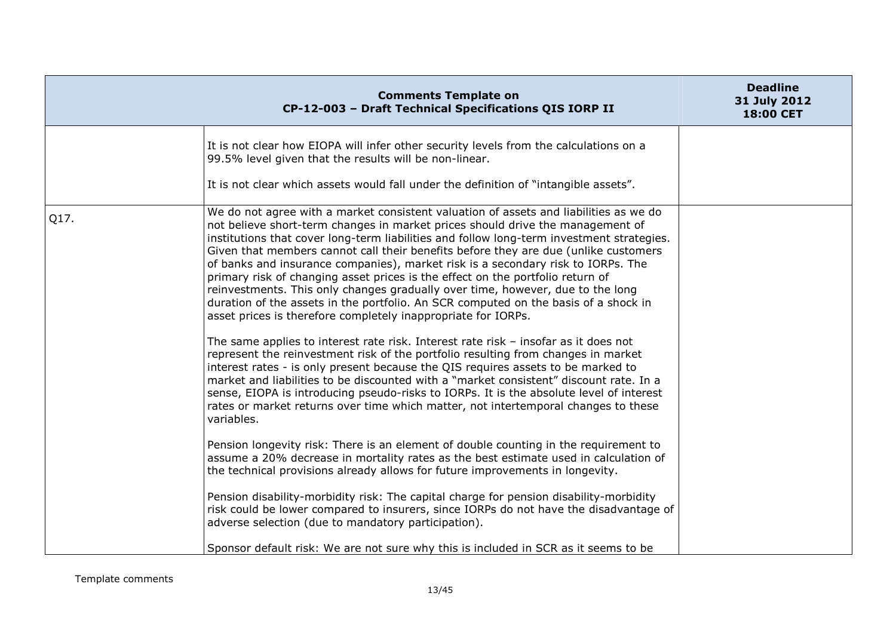| Comments Template on CP-12-003 – Draft Technical Specifications QIS IORP II | | Deadline 31 July 2012 18:00 CET |
|---|---|---|
| | It is not clear how EIOPA will infer other security levels from the calculations on a 99.5% level given that the results will be non-linear.<br><br>It is not clear which assets would fall under the definition of "intangible assets". | |
| Q17. | We do not agree with a market consistent valuation of assets and liabilities as we do not believe short-term changes in market prices should drive the management of institutions that cover long-term liabilities and follow long-term investment strategies. Given that members cannot call their benefits before they are due (unlike customers of banks and insurance companies), market risk is a secondary risk to IORPs. The primary risk of changing asset prices is the effect on the portfolio return of reinvestments. This only changes gradually over time, however, due to the long duration of the assets in the portfolio. An SCR computed on the basis of a shock in asset prices is therefore completely inappropriate for IORPs.<br><br>The same applies to interest rate risk. Interest rate risk – insofar as it does not represent the reinvestment risk of the portfolio resulting from changes in market interest rates - is only present because the QIS requires assets to be marked to market and liabilities to be discounted with a "market consistent" discount rate. In a sense, EIOPA is introducing pseudo-risks to IORPs. It is the absolute level of interest rates or market returns over time which matter, not intertemporal changes to these variables.<br><br>Pension longevity risk: There is an element of double counting in the requirement to assume a 20% decrease in mortality rates as the best estimate used in calculation of the technical provisions already allows for future improvements in longevity.<br><br>Pension disability-morbidity risk: The capital charge for pension disability-morbidity risk could be lower compared to insurers, since IORPs do not have the disadvantage of adverse selection (due to mandatory participation).<br><br>Sponsor default risk: We are not sure why this is included in SCR as it seems to be | |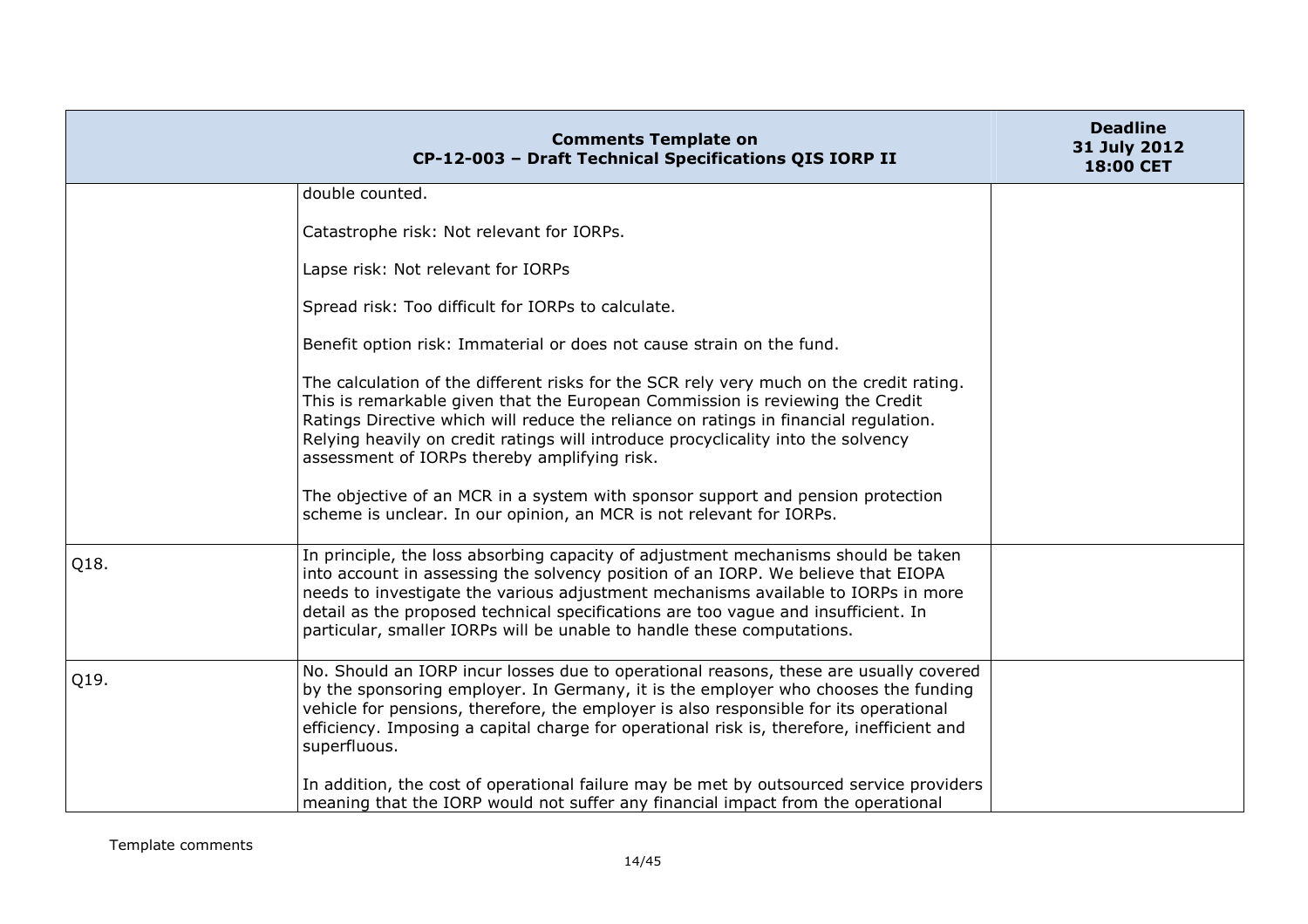| | | |
|---|---|---|
| | double counted.<br><br>Catastrophe risk: Not relevant for IORPs.<br><br>Lapse risk: Not relevant for IORPs<br><br>Spread risk: Too difficult for IORPs to calculate.<br><br>Benefit option risk: Immaterial or does not cause strain on the fund.<br><br>The calculation of the different risks for the SCR rely very much on the credit rating. This is remarkable given that the European Commission is reviewing the Credit Ratings Directive which will reduce the reliance on ratings in financial regulation. Relying heavily on credit ratings will introduce procyclicality into the solvency assessment of IORPs thereby amplifying risk.<br><br>The objective of an MCR in a system with sponsor support and pension protection scheme is unclear. In our opinion, an MCR is not relevant for IORPs. | |
| Q18. | In principle, the loss absorbing capacity of adjustment mechanisms should be taken into account in assessing the solvency position of an IORP. We believe that EIOPA needs to investigate the various adjustment mechanisms available to IORPs in more detail as the proposed technical specifications are too vague and insufficient. In particular, smaller IORPs will be unable to handle these computations. | |
| Q19. | No. Should an IORP incur losses due to operational reasons, these are usually covered by the sponsoring employer. In Germany, it is the employer who chooses the funding vehicle for pensions, therefore, the employer is also responsible for its operational efficiency. Imposing a capital charge for operational risk is, therefore, inefficient and superfluous.<br><br>In addition, the cost of operational failure may be met by outsourced service providers meaning that the IORP would not suffer any financial impact from the operational | |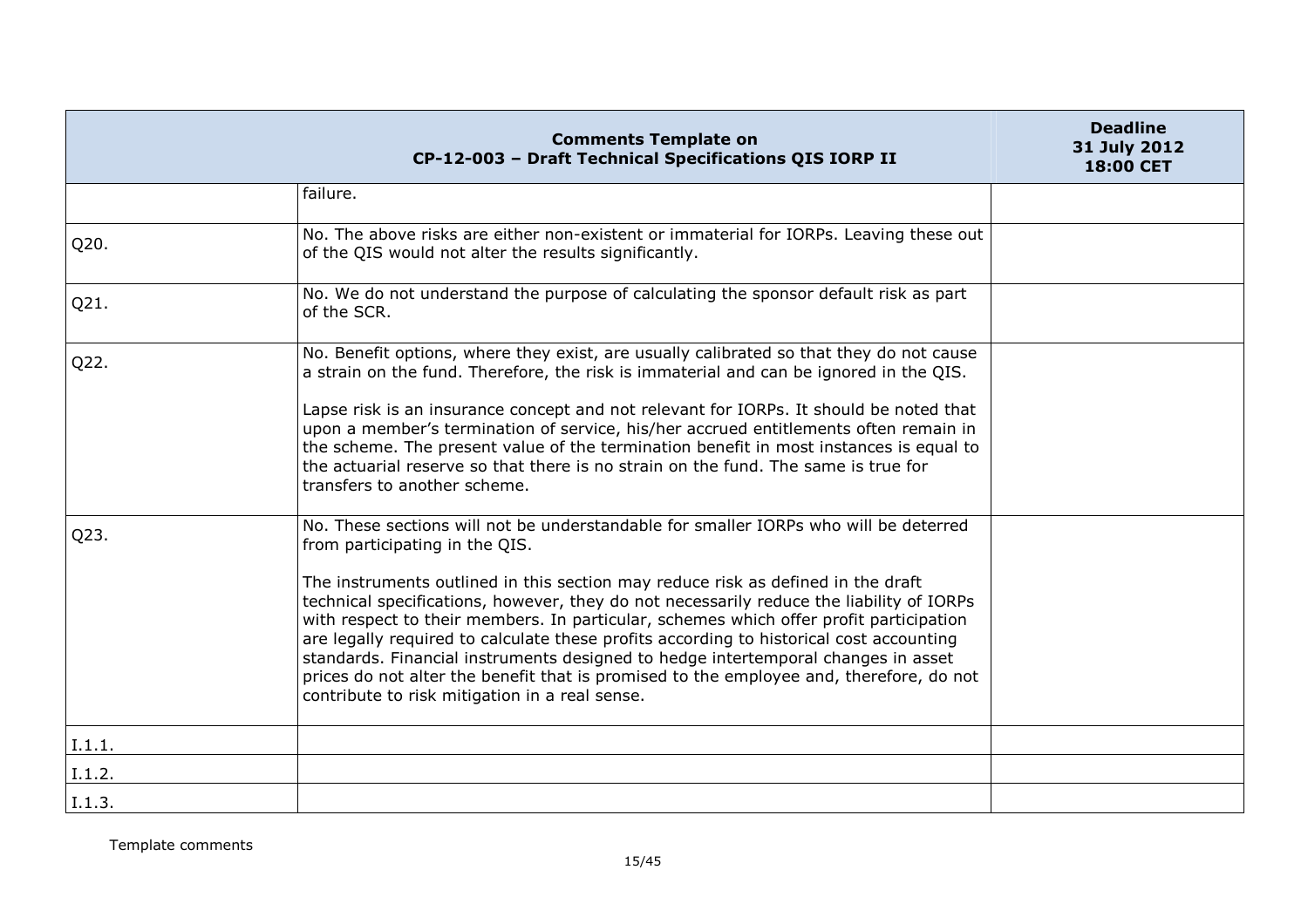| Comments Template on CP-12-003 – Draft Technical Specifications QIS IORP II | | Deadline 31 July 2012 18:00 CET |
|---|---|---|
| | failure. | |
| Q20. | No. The above risks are either non-existent or immaterial for IORPs. Leaving these out of the QIS would not alter the results significantly. | |
| Q21. | No. We do not understand the purpose of calculating the sponsor default risk as part of the SCR. | |
| Q22. | No. Benefit options, where they exist, are usually calibrated so that they do not cause a strain on the fund. Therefore, the risk is immaterial and can be ignored in the QIS.<br><br>Lapse risk is an insurance concept and not relevant for IORPs. It should be noted that upon a member's termination of service, his/her accrued entitlements often remain in the scheme. The present value of the termination benefit in most instances is equal to the actuarial reserve so that there is no strain on the fund. The same is true for transfers to another scheme. | |
| Q23. | No. These sections will not be understandable for smaller IORPs who will be deterred from participating in the QIS.<br><br>The instruments outlined in this section may reduce risk as defined in the draft technical specifications, however, they do not necessarily reduce the liability of IORPs with respect to their members. In particular, schemes which offer profit participation are legally required to calculate these profits according to historical cost accounting standards. Financial instruments designed to hedge intertemporal changes in asset prices do not alter the benefit that is promised to the employee and, therefore, do not contribute to risk mitigation in a real sense. | |
| I.1.1. | | |
| I.1.2. | | |
| I.1.3. | | |

Template comments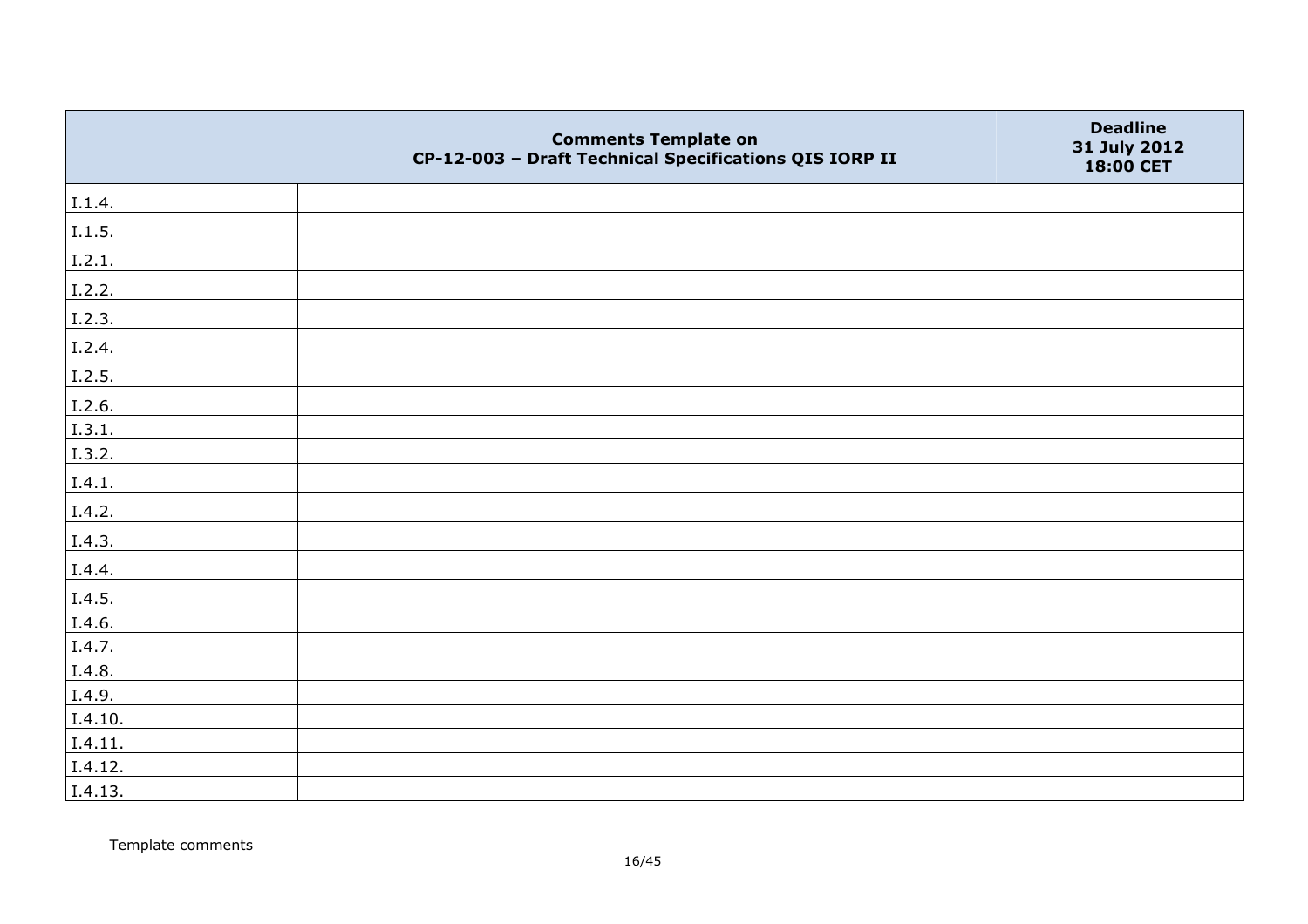| | Comments Template on CP-12-003 – Draft Technical Specifications QIS IORP II | Deadline 31 July 2012 18:00 CET |
|---|---|---|
| I.1.4. | | |
| I.1.5. | | |
| I.2.1. | | |
| I.2.2. | | |
| I.2.3. | | |
| I.2.4. | | |
| I.2.5. | | |
| I.2.6. | | |
| I.3.1. | | |
| I.3.2. | | |
| I.4.1. | | |
| I.4.2. | | |
| I.4.3. | | |
| I.4.4. | | |
| I.4.5. | | |
| I.4.6. | | |
| I.4.7. | | |
| I.4.8. | | |
| I.4.9. | | |
| I.4.10. | | |
| I.4.11. | | |
| I.4.12. | | |
| I.4.13. | | |

Template comments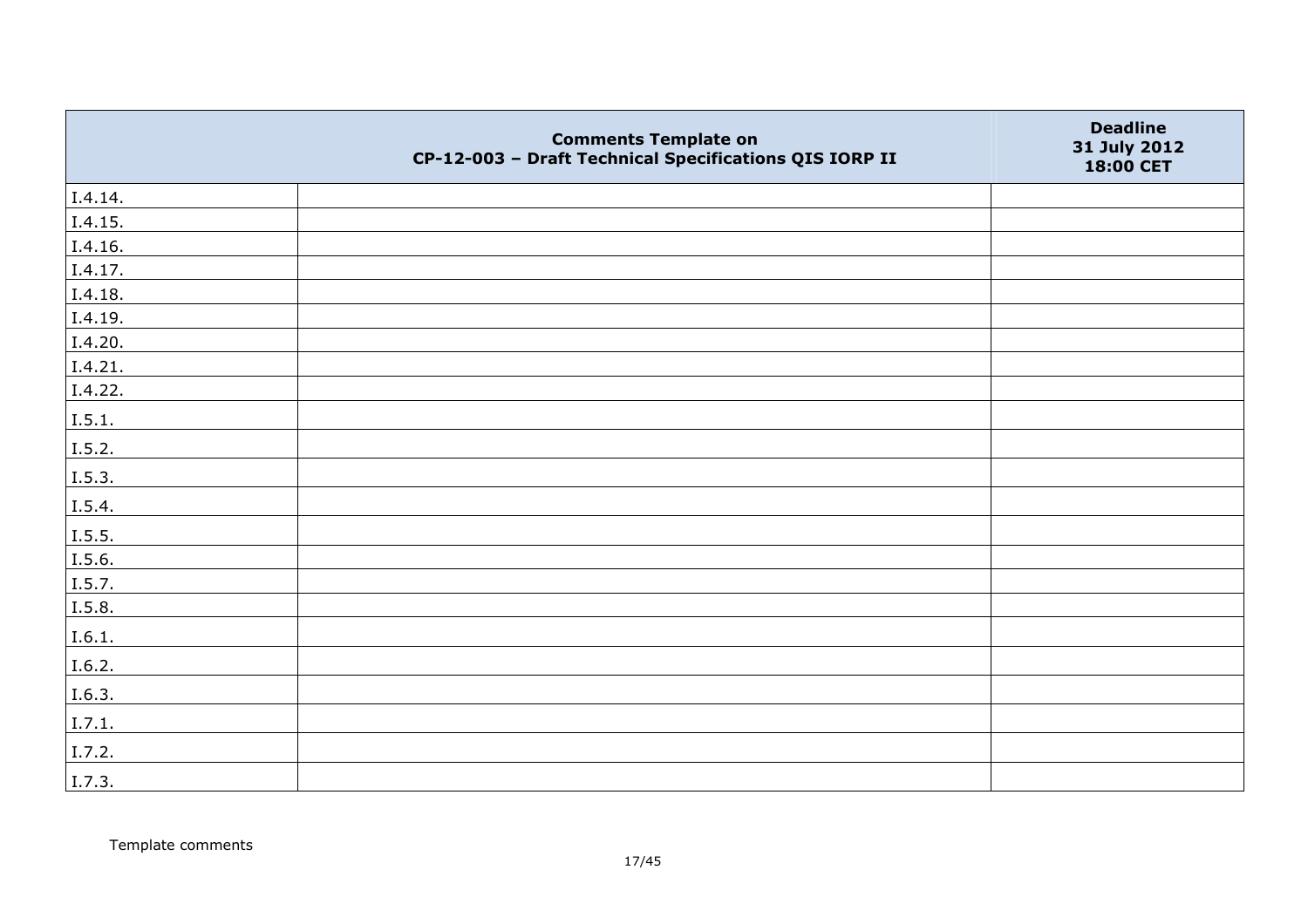| | Comments Template on CP-12-003 – Draft Technical Specifications QIS IORP II | Deadline 31 July 2012 18:00 CET |
|---|---|---|
| I.4.14. | | |
| I.4.15. | | |
| I.4.16. | | |
| I.4.17. | | |
| I.4.18. | | |
| I.4.19. | | |
| I.4.20. | | |
| I.4.21. | | |
| I.4.22. | | |
| I.5.1. | | |
| I.5.2. | | |
| I.5.3. | | |
| I.5.4. | | |
| I.5.5. | | |
| I.5.6. | | |
| I.5.7. | | |
| I.5.8. | | |
| I.6.1. | | |
| I.6.2. | | |
| I.6.3. | | |
| I.7.1. | | |
| I.7.2. | | |
| I.7.3. | | |

Template comments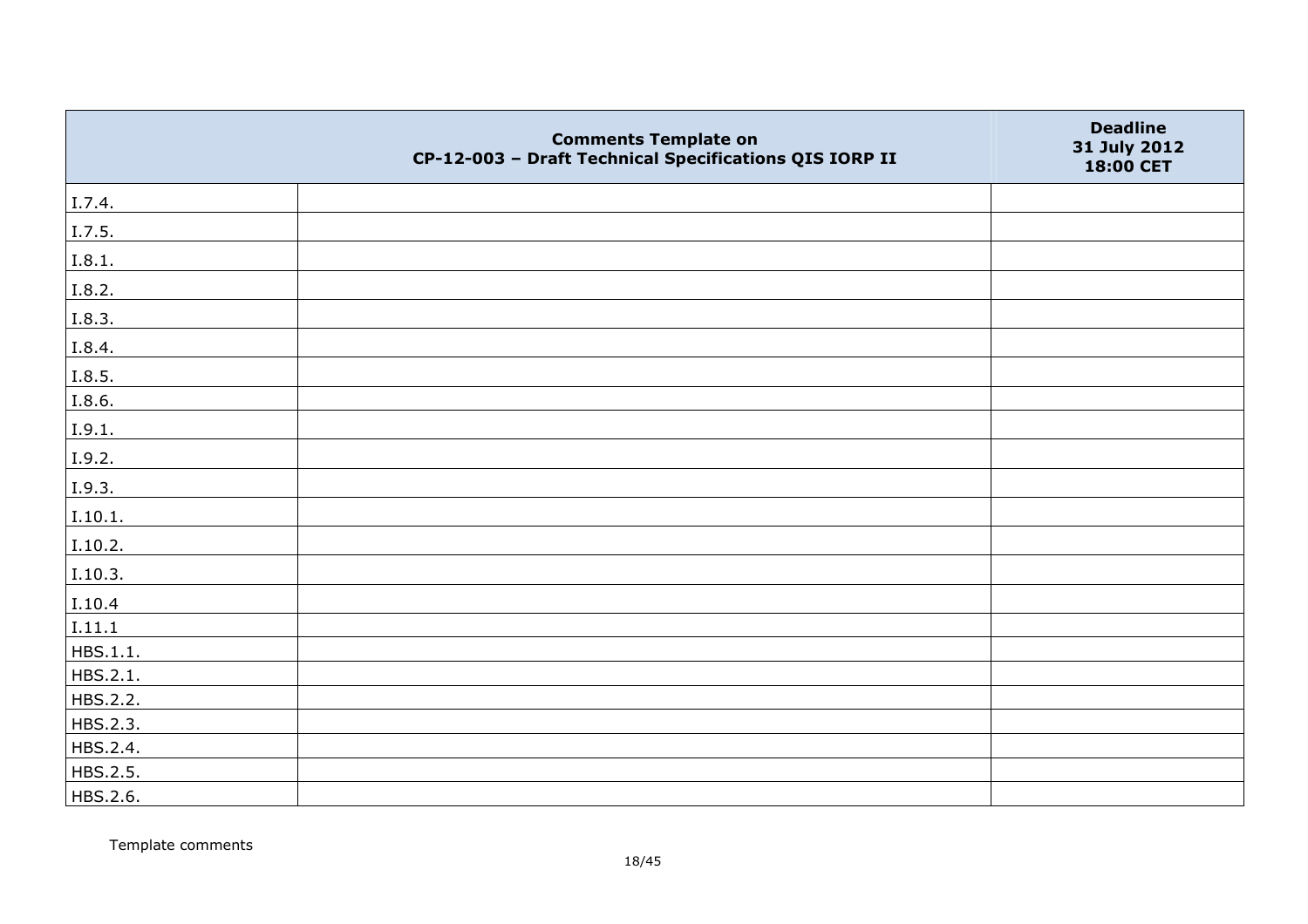| | Comments Template on CP-12-003 – Draft Technical Specifications QIS IORP II | Deadline 31 July 2012 18:00 CET |
|---|---|---|
| I.7.4. | | |
| I.7.5. | | |
| I.8.1. | | |
| I.8.2. | | |
| I.8.3. | | |
| I.8.4. | | |
| I.8.5. | | |
| I.8.6. | | |
| I.9.1. | | |
| I.9.2. | | |
| I.9.3. | | |
| I.10.1. | | |
| I.10.2. | | |
| I.10.3. | | |
| I.10.4 | | |
| I.11.1 | | |
| HBS.1.1. | | |
| HBS.2.1. | | |
| HBS.2.2. | | |
| HBS.2.3. | | |
| HBS.2.4. | | |
| HBS.2.5. | | |
| HBS.2.6. | | |

Template comments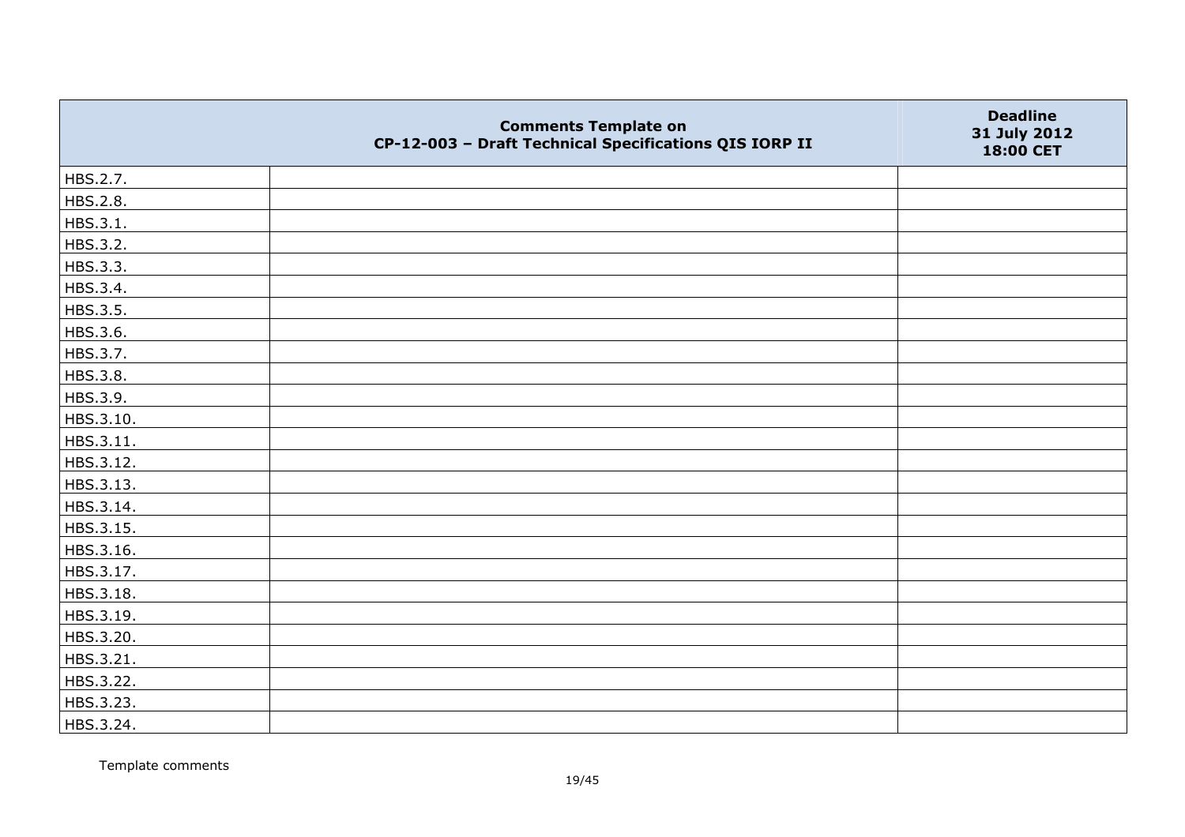| | Comments Template on CP-12-003 – Draft Technical Specifications QIS IORP II | Deadline 31 July 2012 18:00 CET |
|---|---|---|
| HBS.2.7. | | |
| HBS.2.8. | | |
| HBS.3.1. | | |
| HBS.3.2. | | |
| HBS.3.3. | | |
| HBS.3.4. | | |
| HBS.3.5. | | |
| HBS.3.6. | | |
| HBS.3.7. | | |
| HBS.3.8. | | |
| HBS.3.9. | | |
| HBS.3.10. | | |
| HBS.3.11. | | |
| HBS.3.12. | | |
| HBS.3.13. | | |
| HBS.3.14. | | |
| HBS.3.15. | | |
| HBS.3.16. | | |
| HBS.3.17. | | |
| HBS.3.18. | | |
| HBS.3.19. | | |
| HBS.3.20. | | |
| HBS.3.21. | | |
| HBS.3.22. | | |
| HBS.3.23. | | |
| HBS.3.24. | | |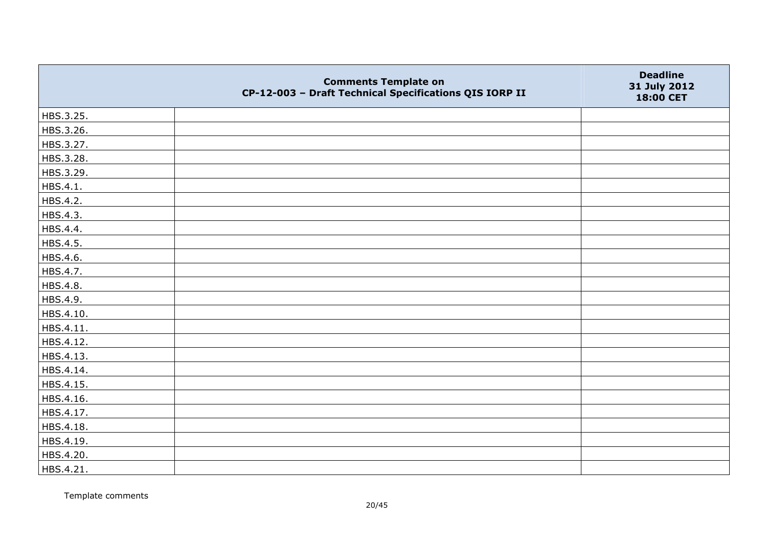| | Comments Template on CP-12-003 – Draft Technical Specifications QIS IORP II | Deadline 31 July 2012 18:00 CET |
|---|---|---|
| HBS.3.25. | | |
| HBS.3.26. | | |
| HBS.3.27. | | |
| HBS.3.28. | | |
| HBS.3.29. | | |
| HBS.4.1. | | |
| HBS.4.2. | | |
| HBS.4.3. | | |
| HBS.4.4. | | |
| HBS.4.5. | | |
| HBS.4.6. | | |
| HBS.4.7. | | |
| HBS.4.8. | | |
| HBS.4.9. | | |
| HBS.4.10. | | |
| HBS.4.11. | | |
| HBS.4.12. | | |
| HBS.4.13. | | |
| HBS.4.14. | | |
| HBS.4.15. | | |
| HBS.4.16. | | |
| HBS.4.17. | | |
| HBS.4.18. | | |
| HBS.4.19. | | |
| HBS.4.20. | | |
| HBS.4.21. | | |

Template comments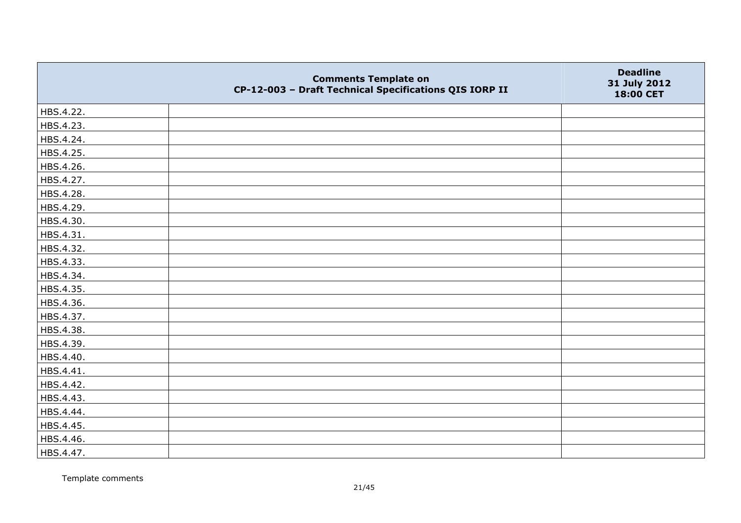| | Comments Template on CP-12-003 – Draft Technical Specifications QIS IORP II | Deadline 31 July 2012 18:00 CET |
|---|---|---|
| HBS.4.22. | | |
| HBS.4.23. | | |
| HBS.4.24. | | |
| HBS.4.25. | | |
| HBS.4.26. | | |
| HBS.4.27. | | |
| HBS.4.28. | | |
| HBS.4.29. | | |
| HBS.4.30. | | |
| HBS.4.31. | | |
| HBS.4.32. | | |
| HBS.4.33. | | |
| HBS.4.34. | | |
| HBS.4.35. | | |
| HBS.4.36. | | |
| HBS.4.37. | | |
| HBS.4.38. | | |
| HBS.4.39. | | |
| HBS.4.40. | | |
| HBS.4.41. | | |
| HBS.4.42. | | |
| HBS.4.43. | | |
| HBS.4.44. | | |
| HBS.4.45. | | |
| HBS.4.46. | | |
| HBS.4.47. | | |

Template comments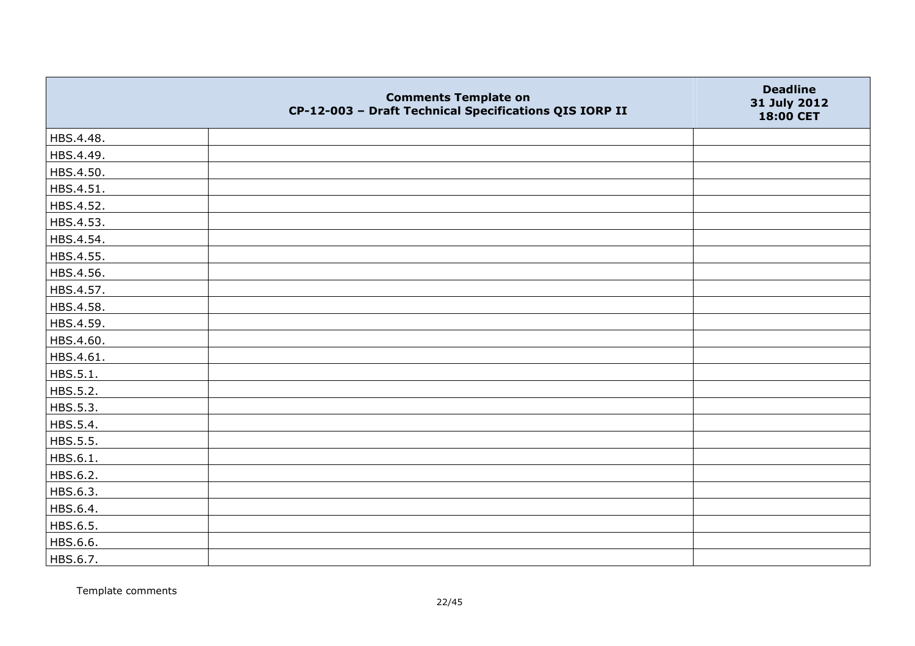|  | Comments Template on CP-12-003 – Draft Technical Specifications QIS IORP II | Deadline 31 July 2012 18:00 CET |
| --- | --- | --- |
| HBS.4.48. |  |  |
| HBS.4.49. |  |  |
| HBS.4.50. |  |  |
| HBS.4.51. |  |  |
| HBS.4.52. |  |  |
| HBS.4.53. |  |  |
| HBS.4.54. |  |  |
| HBS.4.55. |  |  |
| HBS.4.56. |  |  |
| HBS.4.57. |  |  |
| HBS.4.58. |  |  |
| HBS.4.59. |  |  |
| HBS.4.60. |  |  |
| HBS.4.61. |  |  |
| HBS.5.1. |  |  |
| HBS.5.2. |  |  |
| HBS.5.3. |  |  |
| HBS.5.4. |  |  |
| HBS.5.5. |  |  |
| HBS.6.1. |  |  |
| HBS.6.2. |  |  |
| HBS.6.3. |  |  |
| HBS.6.4. |  |  |
| HBS.6.5. |  |  |
| HBS.6.6. |  |  |
| HBS.6.7. |  |  |

Template comments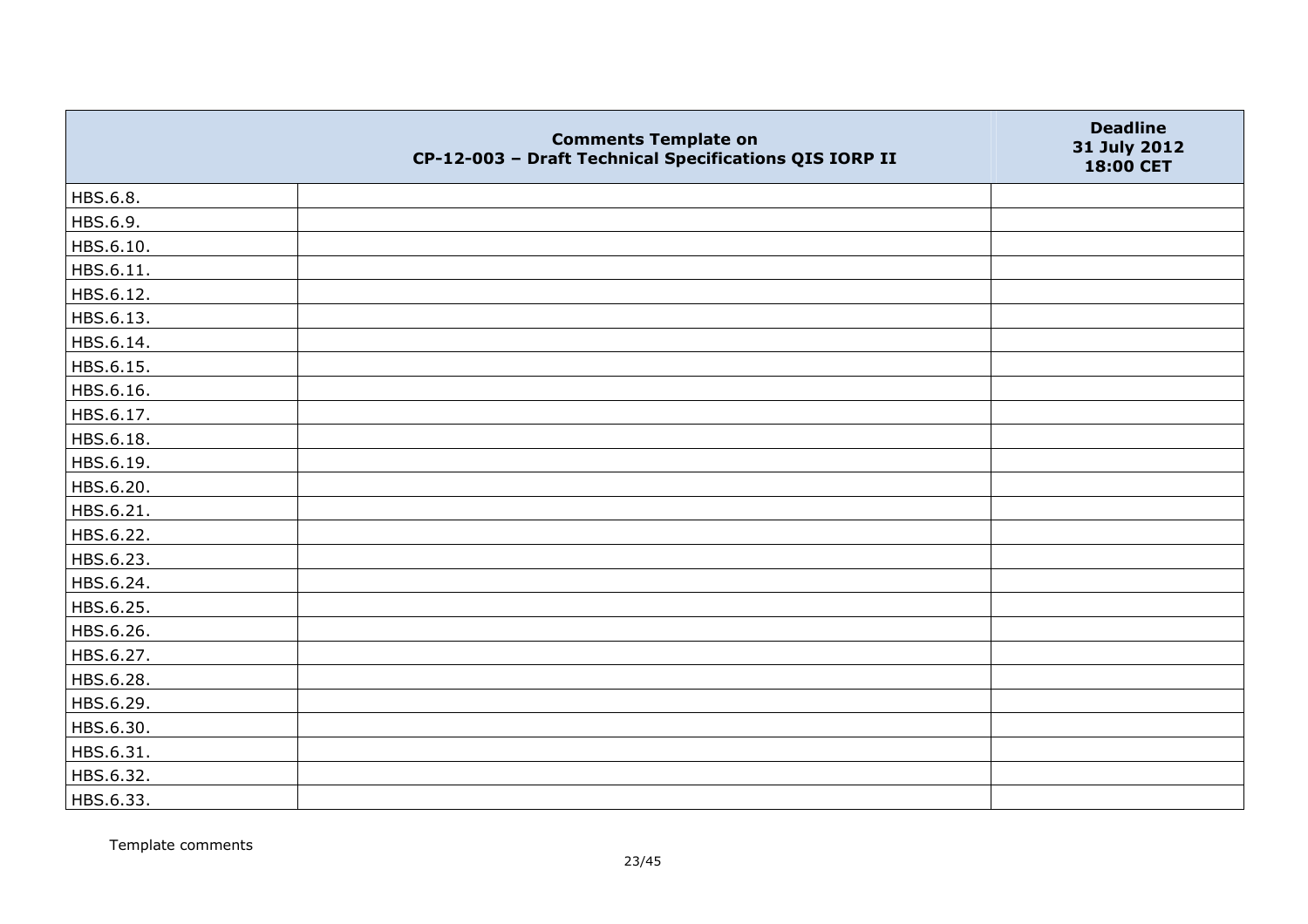| | Comments Template on CP-12-003 – Draft Technical Specifications QIS IORP II | Deadline 31 July 2012 18:00 CET |
|---|---|---|
| HBS.6.8. | | |
| HBS.6.9. | | |
| HBS.6.10. | | |
| HBS.6.11. | | |
| HBS.6.12. | | |
| HBS.6.13. | | |
| HBS.6.14. | | |
| HBS.6.15. | | |
| HBS.6.16. | | |
| HBS.6.17. | | |
| HBS.6.18. | | |
| HBS.6.19. | | |
| HBS.6.20. | | |
| HBS.6.21. | | |
| HBS.6.22. | | |
| HBS.6.23. | | |
| HBS.6.24. | | |
| HBS.6.25. | | |
| HBS.6.26. | | |
| HBS.6.27. | | |
| HBS.6.28. | | |
| HBS.6.29. | | |
| HBS.6.30. | | |
| HBS.6.31. | | |
| HBS.6.32. | | |
| HBS.6.33. | | |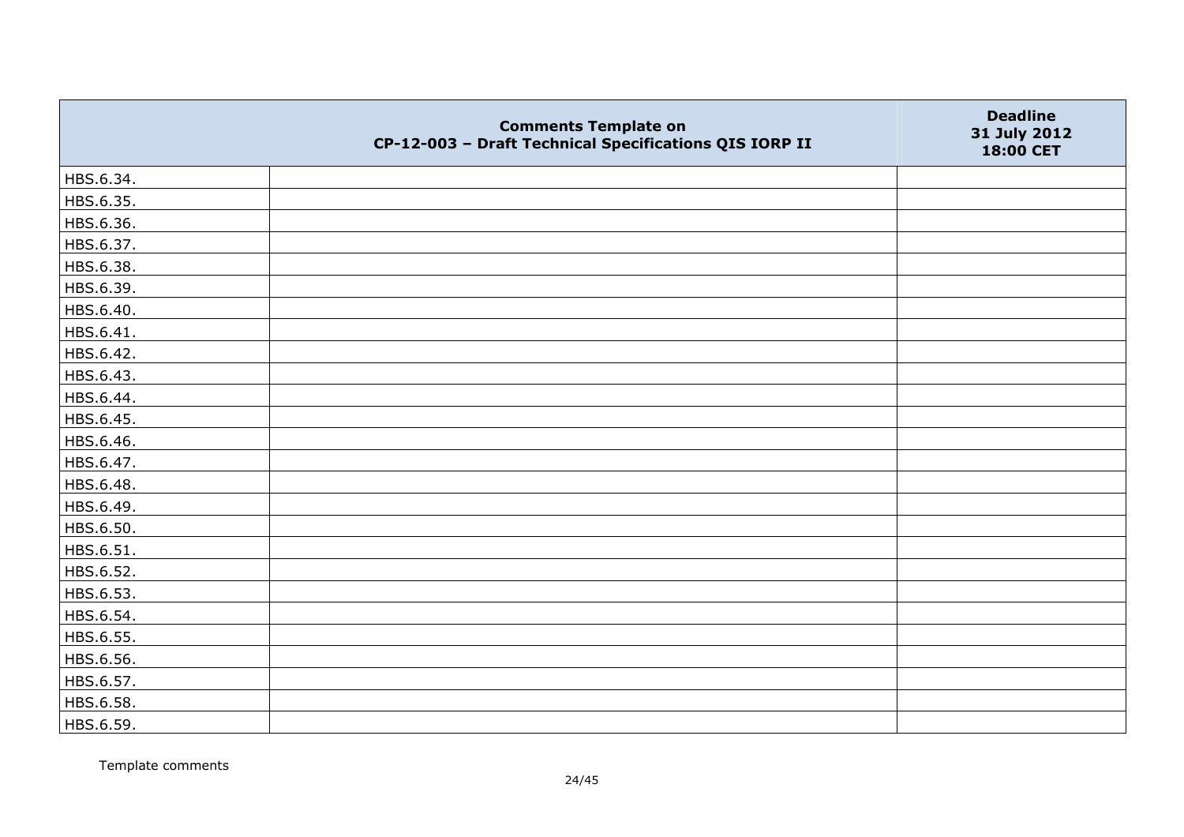| | Comments Template on CP-12-003 – Draft Technical Specifications QIS IORP II | Deadline 31 July 2012 18:00 CET |
|---|---|---|
| HBS.6.34. | | |
| HBS.6.35. | | |
| HBS.6.36. | | |
| HBS.6.37. | | |
| HBS.6.38. | | |
| HBS.6.39. | | |
| HBS.6.40. | | |
| HBS.6.41. | | |
| HBS.6.42. | | |
| HBS.6.43. | | |
| HBS.6.44. | | |
| HBS.6.45. | | |
| HBS.6.46. | | |
| HBS.6.47. | | |
| HBS.6.48. | | |
| HBS.6.49. | | |
| HBS.6.50. | | |
| HBS.6.51. | | |
| HBS.6.52. | | |
| HBS.6.53. | | |
| HBS.6.54. | | |
| HBS.6.55. | | |
| HBS.6.56. | | |
| HBS.6.57. | | |
| HBS.6.58. | | |
| HBS.6.59. | | |

Template comments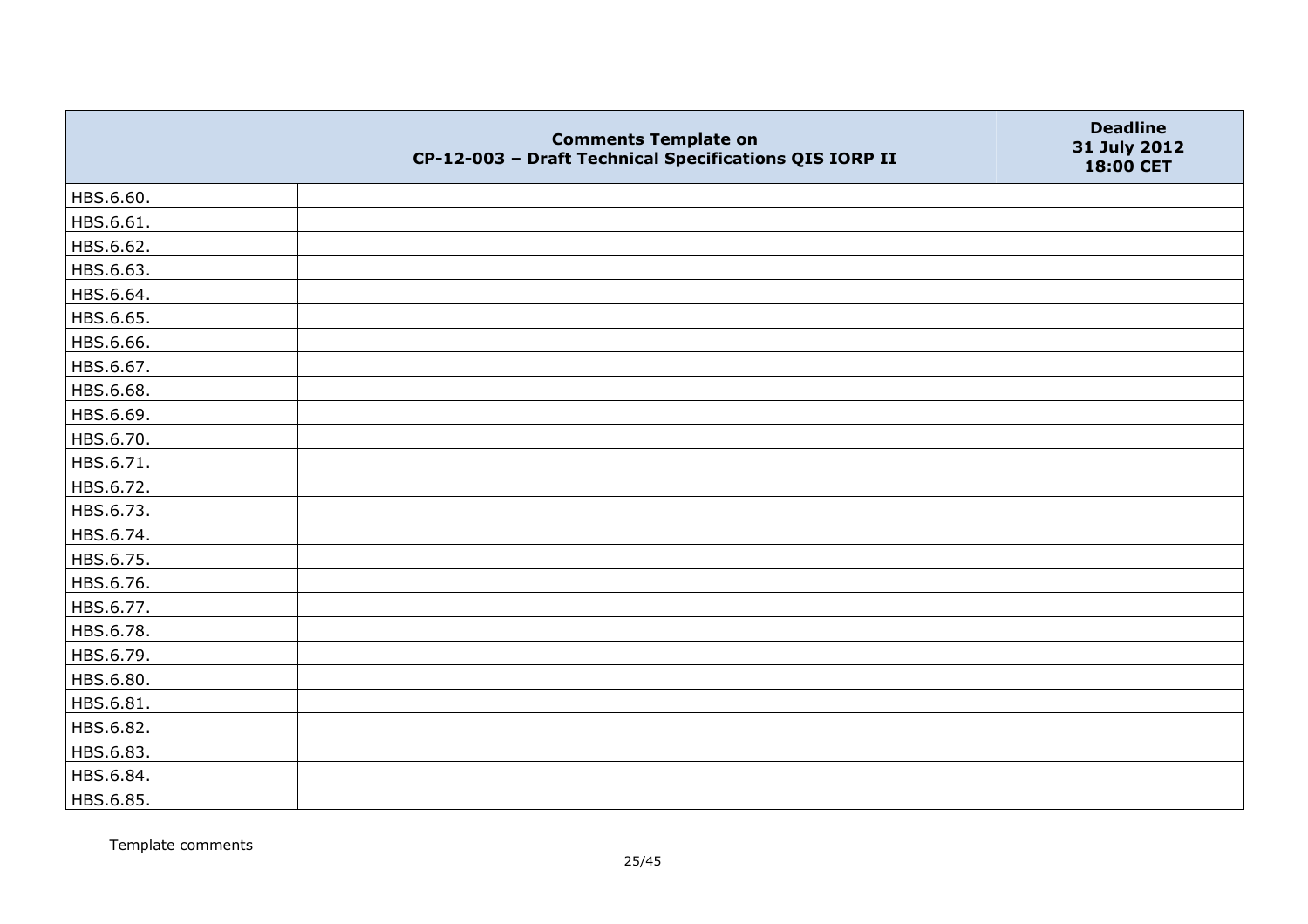| | Comments Template on CP-12-003 – Draft Technical Specifications QIS IORP II | Deadline 31 July 2012 18:00 CET |
|---|---|---|
| HBS.6.60. | | |
| HBS.6.61. | | |
| HBS.6.62. | | |
| HBS.6.63. | | |
| HBS.6.64. | | |
| HBS.6.65. | | |
| HBS.6.66. | | |
| HBS.6.67. | | |
| HBS.6.68. | | |
| HBS.6.69. | | |
| HBS.6.70. | | |
| HBS.6.71. | | |
| HBS.6.72. | | |
| HBS.6.73. | | |
| HBS.6.74. | | |
| HBS.6.75. | | |
| HBS.6.76. | | |
| HBS.6.77. | | |
| HBS.6.78. | | |
| HBS.6.79. | | |
| HBS.6.80. | | |
| HBS.6.81. | | |
| HBS.6.82. | | |
| HBS.6.83. | | |
| HBS.6.84. | | |
| HBS.6.85. | | |

Template comments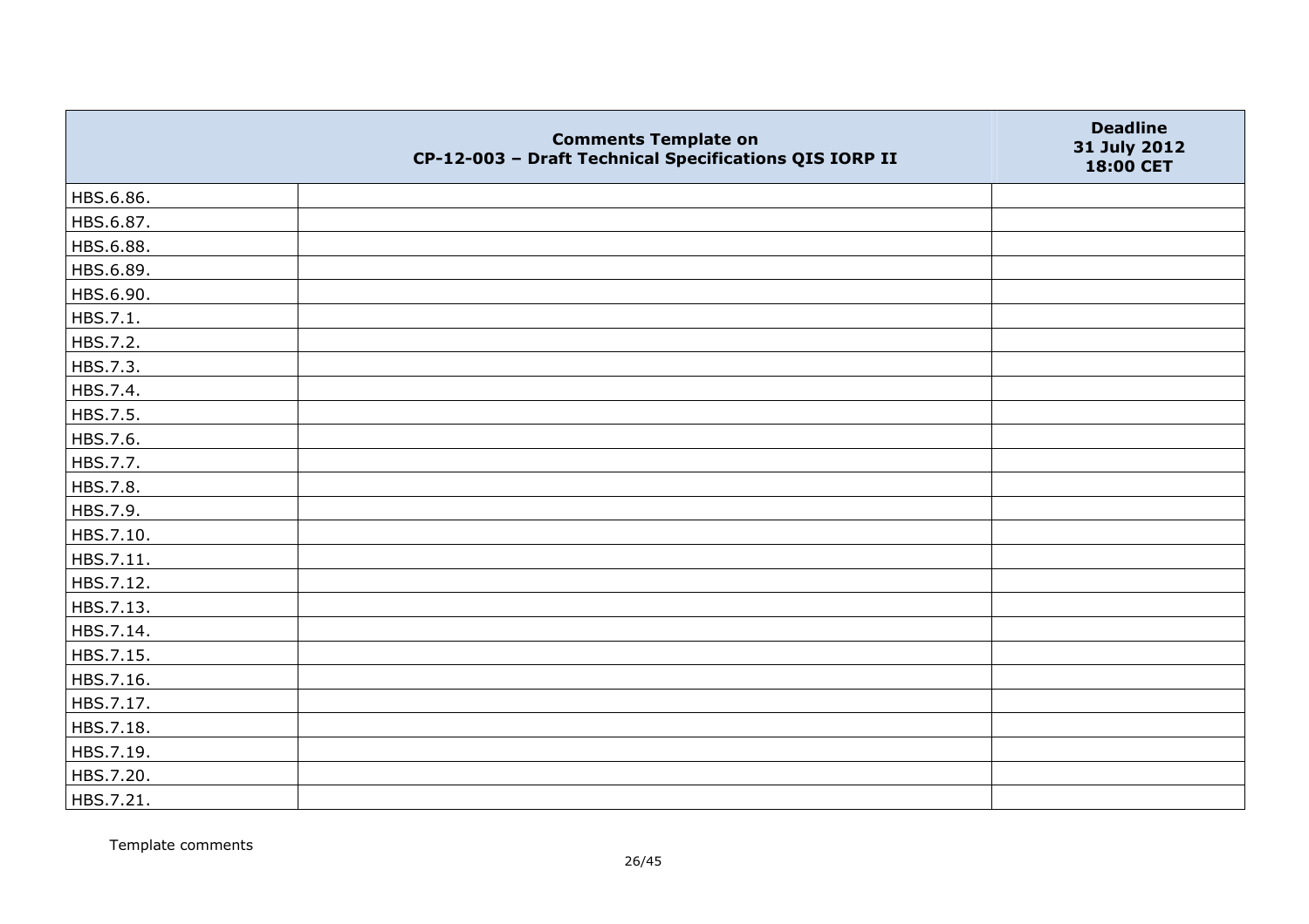|  | Comments Template on<br>CP-12-003 – Draft Technical Specifications QIS IORP II | Deadline<br>31 July 2012<br>18:00 CET |
|---|---|---|
| HBS.6.86. |  |  |
| HBS.6.87. |  |  |
| HBS.6.88. |  |  |
| HBS.6.89. |  |  |
| HBS.6.90. |  |  |
| HBS.7.1. |  |  |
| HBS.7.2. |  |  |
| HBS.7.3. |  |  |
| HBS.7.4. |  |  |
| HBS.7.5. |  |  |
| HBS.7.6. |  |  |
| HBS.7.7. |  |  |
| HBS.7.8. |  |  |
| HBS.7.9. |  |  |
| HBS.7.10. |  |  |
| HBS.7.11. |  |  |
| HBS.7.12. |  |  |
| HBS.7.13. |  |  |
| HBS.7.14. |  |  |
| HBS.7.15. |  |  |
| HBS.7.16. |  |  |
| HBS.7.17. |  |  |
| HBS.7.18. |  |  |
| HBS.7.19. |  |  |
| HBS.7.20. |  |  |
| HBS.7.21. |  |  |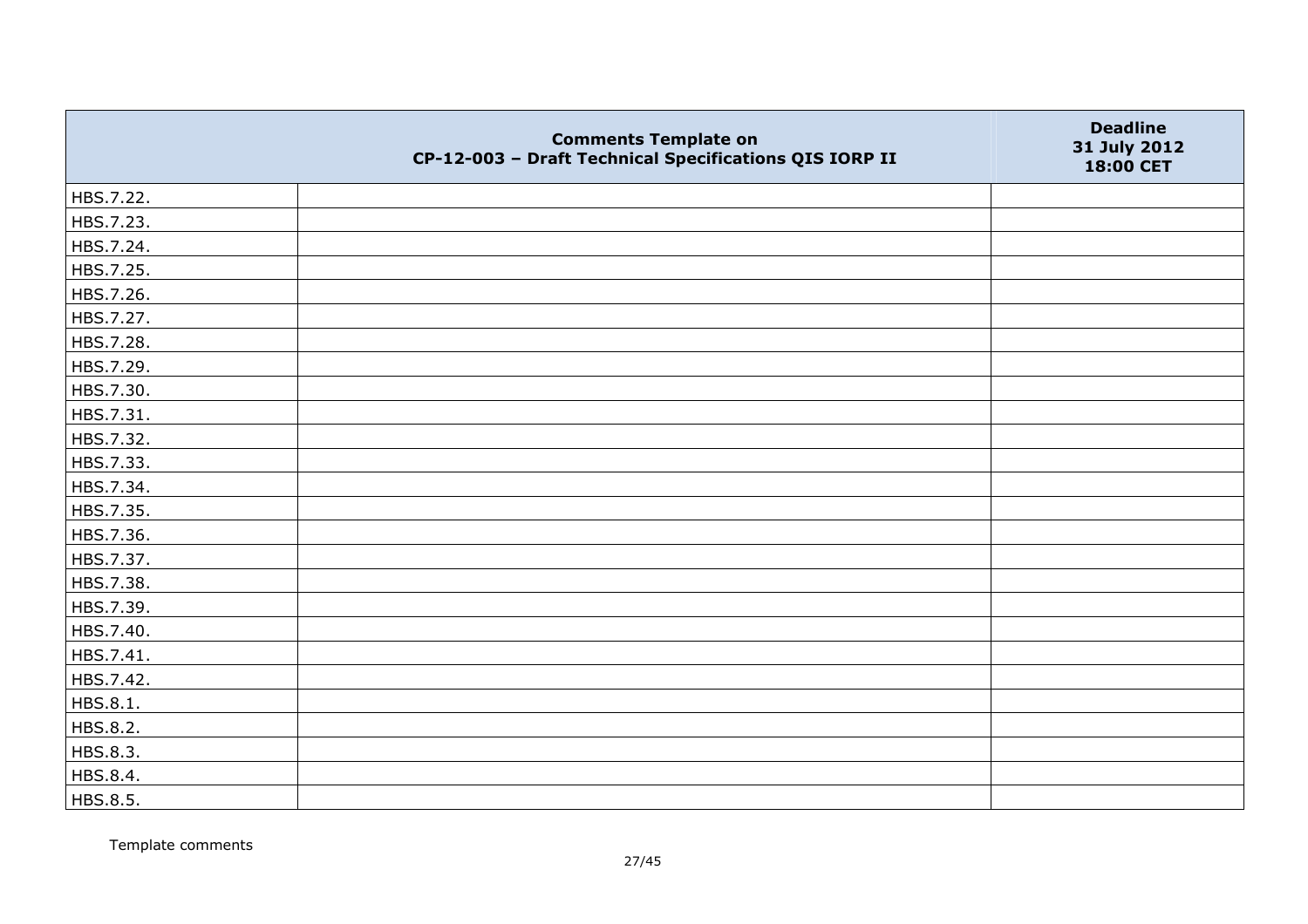| | Comments Template on CP-12-003 – Draft Technical Specifications QIS IORP II | Deadline 31 July 2012 18:00 CET |
|---|---|---|
| HBS.7.22. | | |
| HBS.7.23. | | |
| HBS.7.24. | | |
| HBS.7.25. | | |
| HBS.7.26. | | |
| HBS.7.27. | | |
| HBS.7.28. | | |
| HBS.7.29. | | |
| HBS.7.30. | | |
| HBS.7.31. | | |
| HBS.7.32. | | |
| HBS.7.33. | | |
| HBS.7.34. | | |
| HBS.7.35. | | |
| HBS.7.36. | | |
| HBS.7.37. | | |
| HBS.7.38. | | |
| HBS.7.39. | | |
| HBS.7.40. | | |
| HBS.7.41. | | |
| HBS.7.42. | | |
| HBS.8.1. | | |
| HBS.8.2. | | |
| HBS.8.3. | | |
| HBS.8.4. | | |
| HBS.8.5. | | |

Template comments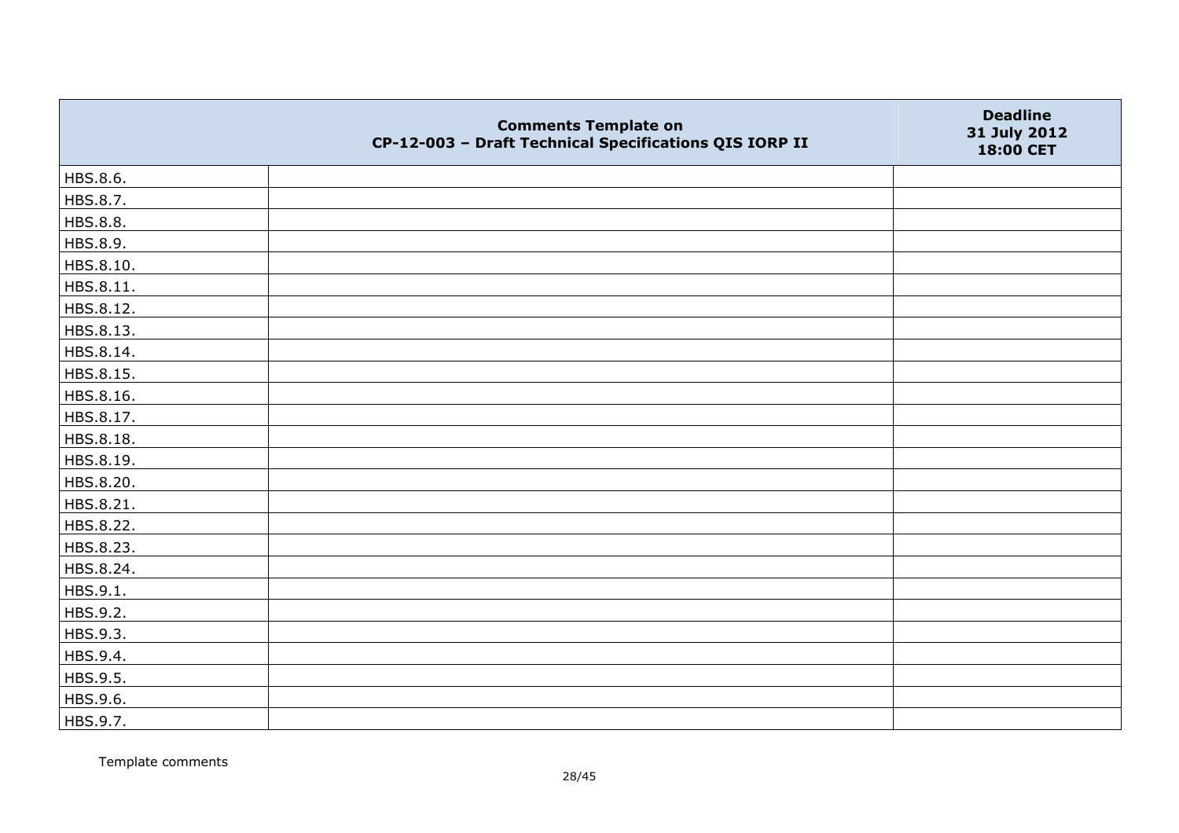|  | Comments Template on CP-12-003 – Draft Technical Specifications QIS IORP II | Deadline 31 July 2012 18:00 CET |
|---|---|---|
| HBS.8.6. |  |  |
| HBS.8.7. |  |  |
| HBS.8.8. |  |  |
| HBS.8.9. |  |  |
| HBS.8.10. |  |  |
| HBS.8.11. |  |  |
| HBS.8.12. |  |  |
| HBS.8.13. |  |  |
| HBS.8.14. |  |  |
| HBS.8.15. |  |  |
| HBS.8.16. |  |  |
| HBS.8.17. |  |  |
| HBS.8.18. |  |  |
| HBS.8.19. |  |  |
| HBS.8.20. |  |  |
| HBS.8.21. |  |  |
| HBS.8.22. |  |  |
| HBS.8.23. |  |  |
| HBS.8.24. |  |  |
| HBS.9.1. |  |  |
| HBS.9.2. |  |  |
| HBS.9.3. |  |  |
| HBS.9.4. |  |  |
| HBS.9.5. |  |  |
| HBS.9.6. |  |  |
| HBS.9.7. |  |  |

Template comments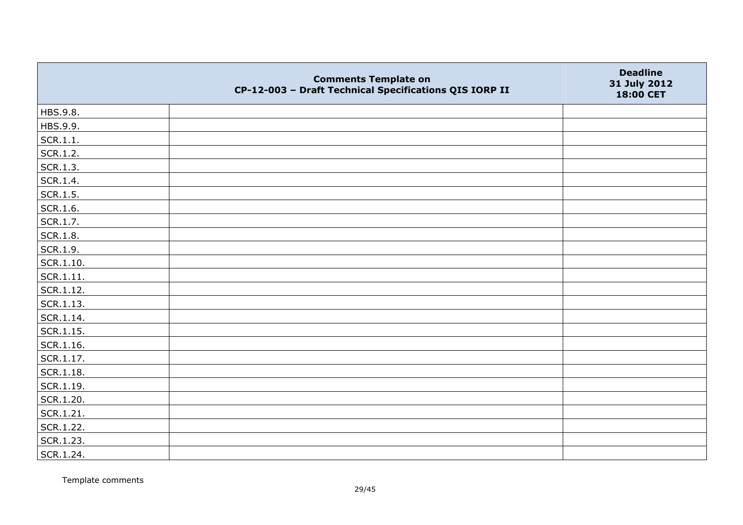| | Comments Template on CP-12-003 – Draft Technical Specifications QIS IORP II | Deadline 31 July 2012 18:00 CET |
|---|---|---|
| HBS.9.8. | | |
| HBS.9.9. | | |
| SCR.1.1. | | |
| SCR.1.2. | | |
| SCR.1.3. | | |
| SCR.1.4. | | |
| SCR.1.5. | | |
| SCR.1.6. | | |
| SCR.1.7. | | |
| SCR.1.8. | | |
| SCR.1.9. | | |
| SCR.1.10. | | |
| SCR.1.11. | | |
| SCR.1.12. | | |
| SCR.1.13. | | |
| SCR.1.14. | | |
| SCR.1.15. | | |
| SCR.1.16. | | |
| SCR.1.17. | | |
| SCR.1.18. | | |
| SCR.1.19. | | |
| SCR.1.20. | | |
| SCR.1.21. | | |
| SCR.1.22. | | |
| SCR.1.23. | | |
| SCR.1.24. | | |

Template comments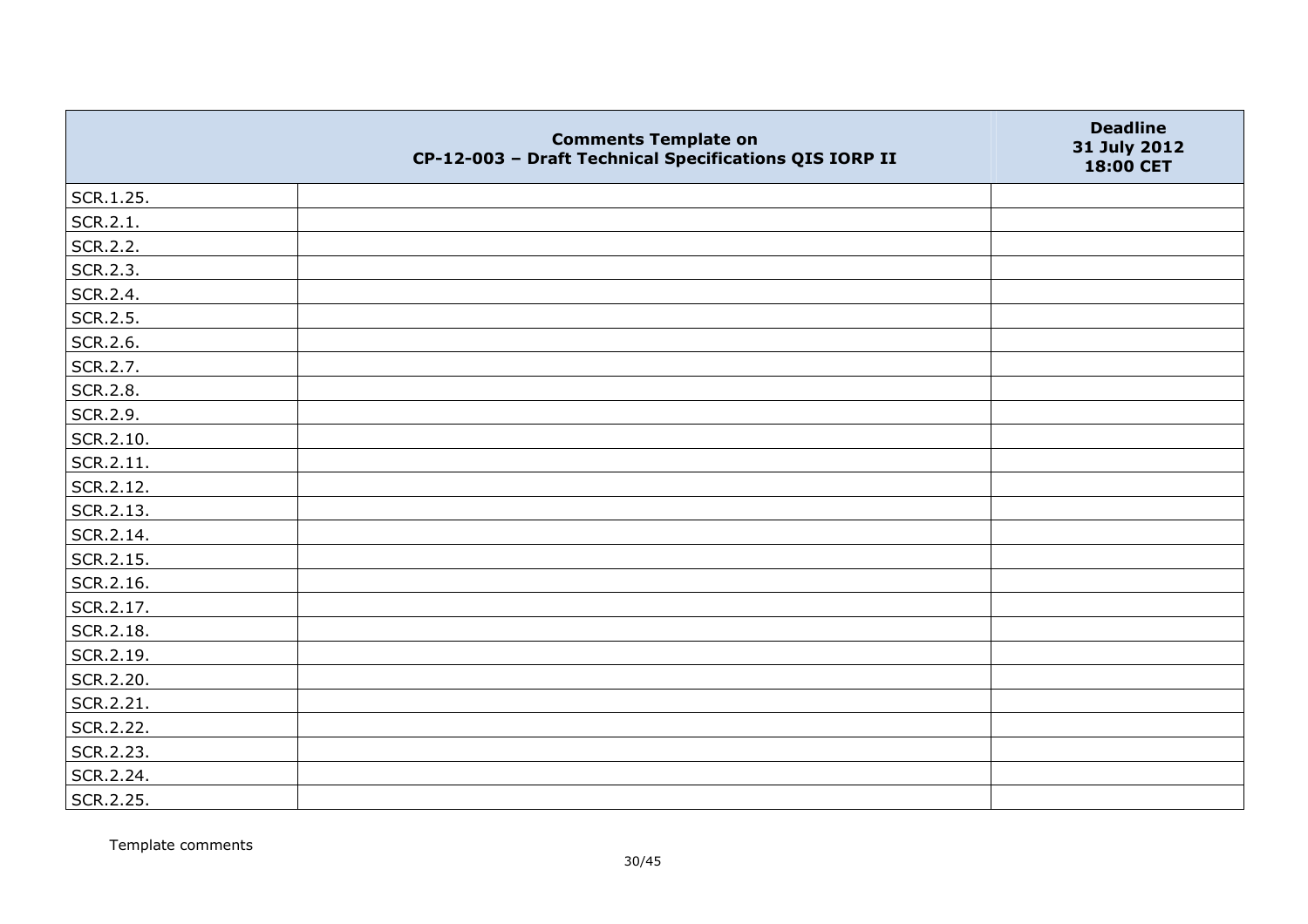| | Comments Template on<br>CP-12-003 – Draft Technical Specifications QIS IORP II | Deadline<br>31 July 2012<br>18:00 CET |
|---|---|---|
| SCR.1.25. | | |
| SCR.2.1. | | |
| SCR.2.2. | | |
| SCR.2.3. | | |
| SCR.2.4. | | |
| SCR.2.5. | | |
| SCR.2.6. | | |
| SCR.2.7. | | |
| SCR.2.8. | | |
| SCR.2.9. | | |
| SCR.2.10. | | |
| SCR.2.11. | | |
| SCR.2.12. | | |
| SCR.2.13. | | |
| SCR.2.14. | | |
| SCR.2.15. | | |
| SCR.2.16. | | |
| SCR.2.17. | | |
| SCR.2.18. | | |
| SCR.2.19. | | |
| SCR.2.20. | | |
| SCR.2.21. | | |
| SCR.2.22. | | |
| SCR.2.23. | | |
| SCR.2.24. | | |
| SCR.2.25. | | |

Template comments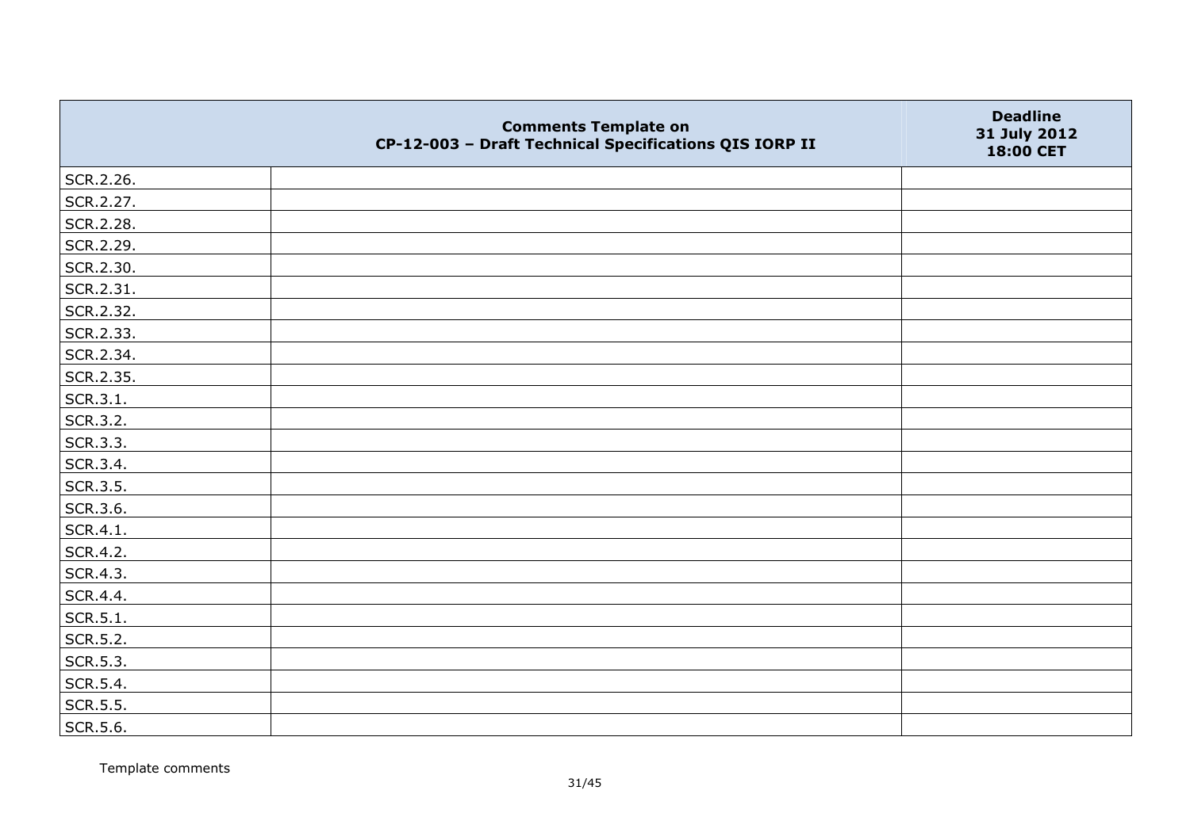| | Comments Template on CP-12-003 – Draft Technical Specifications QIS IORP II | Deadline 31 July 2012 18:00 CET |
|---|---|---|
| SCR.2.26. | | |
| SCR.2.27. | | |
| SCR.2.28. | | |
| SCR.2.29. | | |
| SCR.2.30. | | |
| SCR.2.31. | | |
| SCR.2.32. | | |
| SCR.2.33. | | |
| SCR.2.34. | | |
| SCR.2.35. | | |
| SCR.3.1. | | |
| SCR.3.2. | | |
| SCR.3.3. | | |
| SCR.3.4. | | |
| SCR.3.5. | | |
| SCR.3.6. | | |
| SCR.4.1. | | |
| SCR.4.2. | | |
| SCR.4.3. | | |
| SCR.4.4. | | |
| SCR.5.1. | | |
| SCR.5.2. | | |
| SCR.5.3. | | |
| SCR.5.4. | | |
| SCR.5.5. | | |
| SCR.5.6. | | |

Template comments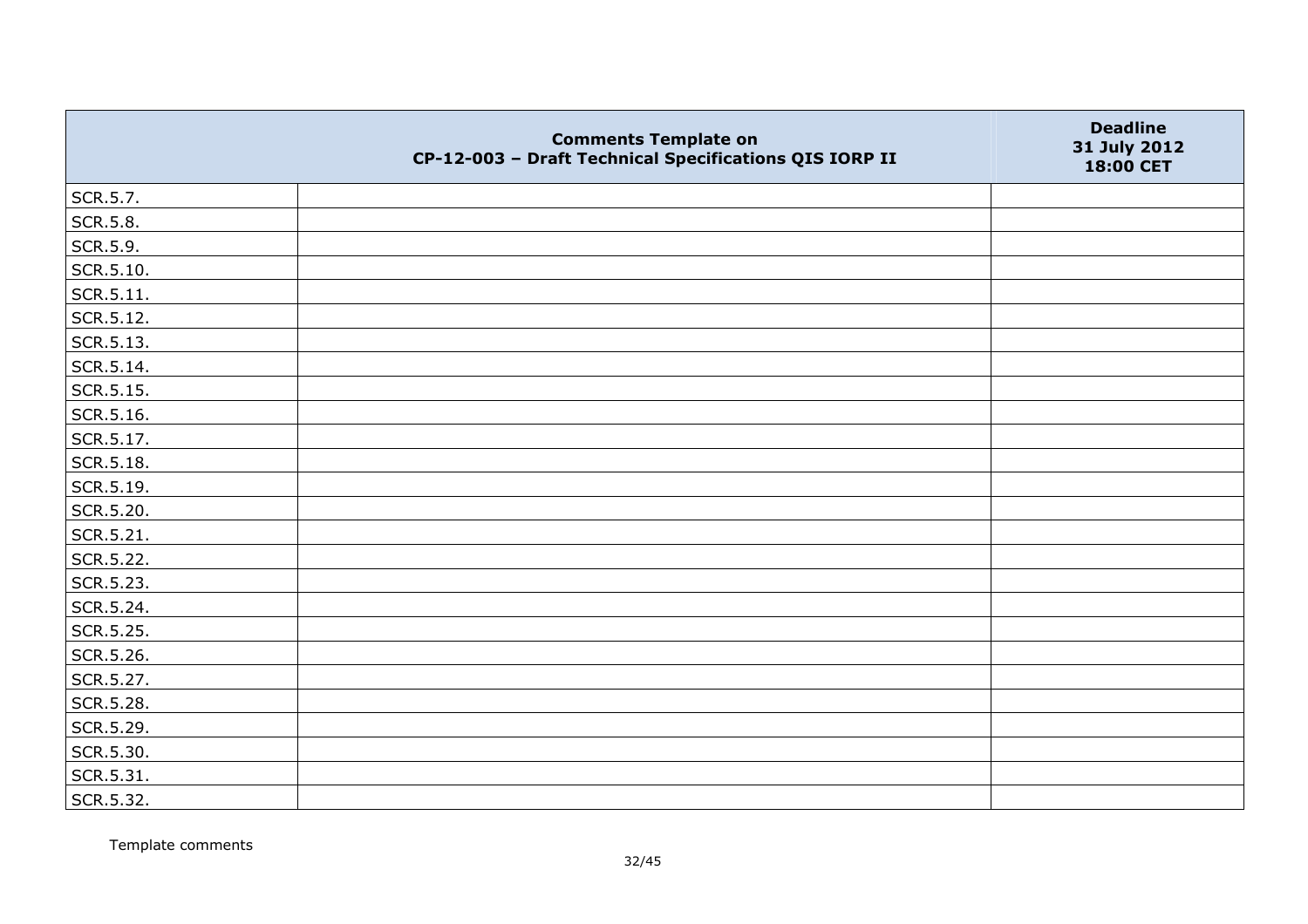| | Comments Template on<br>CP-12-003 – Draft Technical Specifications QIS IORP II | Deadline<br>31 July 2012<br>18:00 CET |
|---|---|---|
| SCR.5.7. | | |
| SCR.5.8. | | |
| SCR.5.9. | | |
| SCR.5.10. | | |
| SCR.5.11. | | |
| SCR.5.12. | | |
| SCR.5.13. | | |
| SCR.5.14. | | |
| SCR.5.15. | | |
| SCR.5.16. | | |
| SCR.5.17. | | |
| SCR.5.18. | | |
| SCR.5.19. | | |
| SCR.5.20. | | |
| SCR.5.21. | | |
| SCR.5.22. | | |
| SCR.5.23. | | |
| SCR.5.24. | | |
| SCR.5.25. | | |
| SCR.5.26. | | |
| SCR.5.27. | | |
| SCR.5.28. | | |
| SCR.5.29. | | |
| SCR.5.30. | | |
| SCR.5.31. | | |
| SCR.5.32. | | |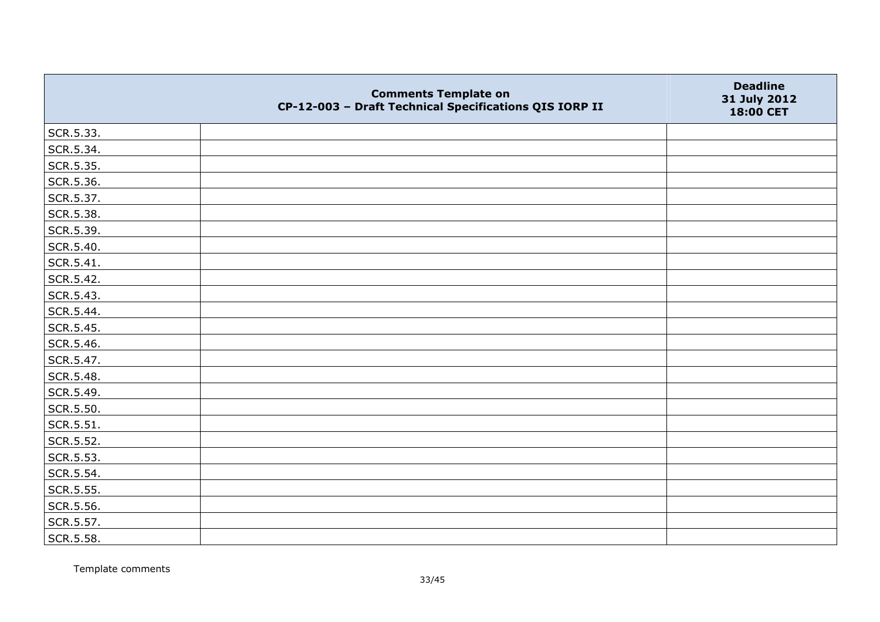| | Comments Template on CP-12-003 – Draft Technical Specifications QIS IORP II | Deadline 31 July 2012 18:00 CET |
|---|---|---|
| SCR.5.33. | | |
| SCR.5.34. | | |
| SCR.5.35. | | |
| SCR.5.36. | | |
| SCR.5.37. | | |
| SCR.5.38. | | |
| SCR.5.39. | | |
| SCR.5.40. | | |
| SCR.5.41. | | |
| SCR.5.42. | | |
| SCR.5.43. | | |
| SCR.5.44. | | |
| SCR.5.45. | | |
| SCR.5.46. | | |
| SCR.5.47. | | |
| SCR.5.48. | | |
| SCR.5.49. | | |
| SCR.5.50. | | |
| SCR.5.51. | | |
| SCR.5.52. | | |
| SCR.5.53. | | |
| SCR.5.54. | | |
| SCR.5.55. | | |
| SCR.5.56. | | |
| SCR.5.57. | | |
| SCR.5.58. | | |

Template comments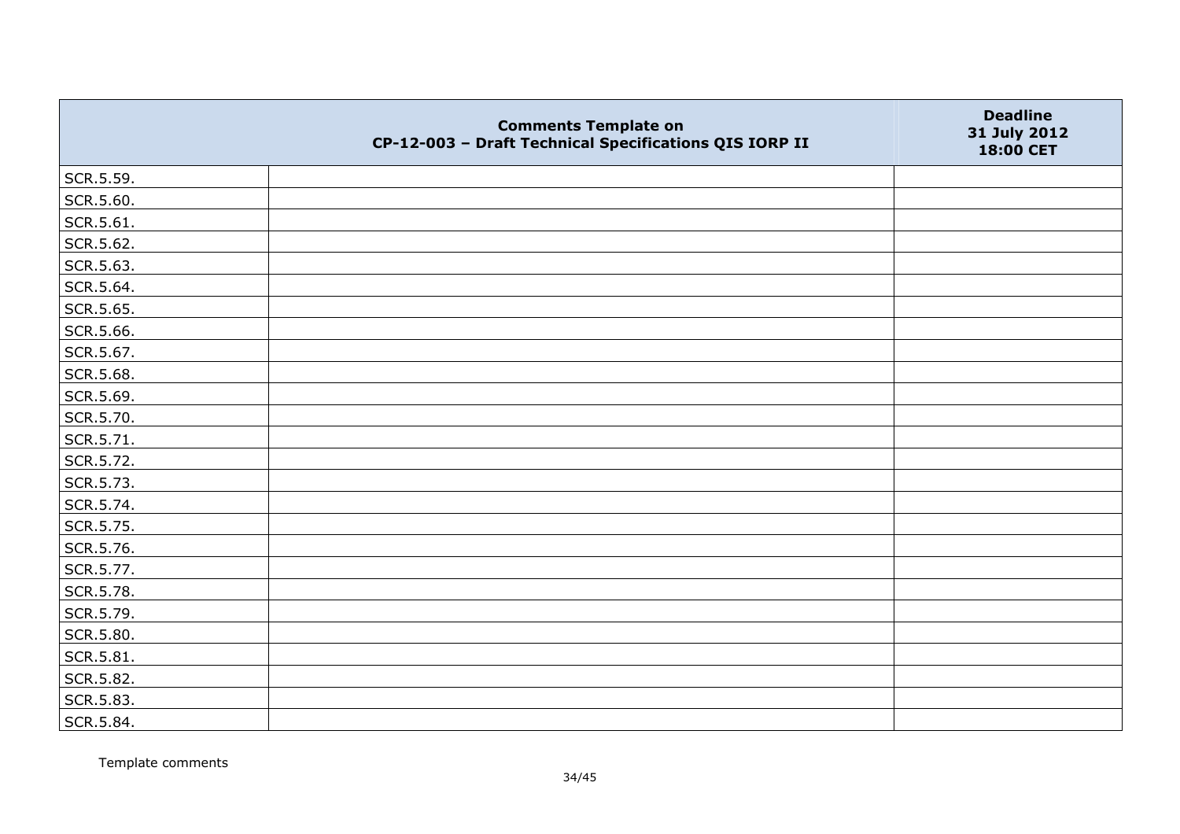| | Comments Template on CP-12-003 – Draft Technical Specifications QIS IORP II | Deadline 31 July 2012 18:00 CET |
|---|---|---|
| SCR.5.59. | | |
| SCR.5.60. | | |
| SCR.5.61. | | |
| SCR.5.62. | | |
| SCR.5.63. | | |
| SCR.5.64. | | |
| SCR.5.65. | | |
| SCR.5.66. | | |
| SCR.5.67. | | |
| SCR.5.68. | | |
| SCR.5.69. | | |
| SCR.5.70. | | |
| SCR.5.71. | | |
| SCR.5.72. | | |
| SCR.5.73. | | |
| SCR.5.74. | | |
| SCR.5.75. | | |
| SCR.5.76. | | |
| SCR.5.77. | | |
| SCR.5.78. | | |
| SCR.5.79. | | |
| SCR.5.80. | | |
| SCR.5.81. | | |
| SCR.5.82. | | |
| SCR.5.83. | | |
| SCR.5.84. | | |

Template comments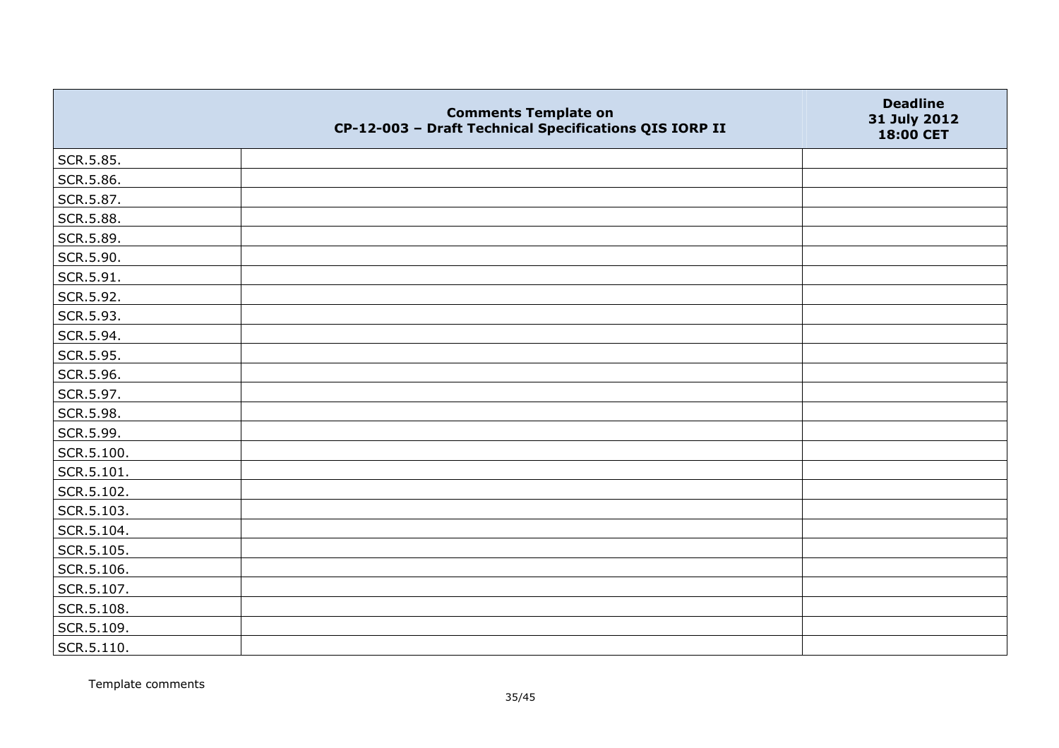|  | Comments Template on CP-12-003 – Draft Technical Specifications QIS IORP II | Deadline 31 July 2012 18:00 CET |
|---|---|---|
| SCR.5.85. |  |  |
| SCR.5.86. |  |  |
| SCR.5.87. |  |  |
| SCR.5.88. |  |  |
| SCR.5.89. |  |  |
| SCR.5.90. |  |  |
| SCR.5.91. |  |  |
| SCR.5.92. |  |  |
| SCR.5.93. |  |  |
| SCR.5.94. |  |  |
| SCR.5.95. |  |  |
| SCR.5.96. |  |  |
| SCR.5.97. |  |  |
| SCR.5.98. |  |  |
| SCR.5.99. |  |  |
| SCR.5.100. |  |  |
| SCR.5.101. |  |  |
| SCR.5.102. |  |  |
| SCR.5.103. |  |  |
| SCR.5.104. |  |  |
| SCR.5.105. |  |  |
| SCR.5.106. |  |  |
| SCR.5.107. |  |  |
| SCR.5.108. |  |  |
| SCR.5.109. |  |  |
| SCR.5.110. |  |  |

Template comments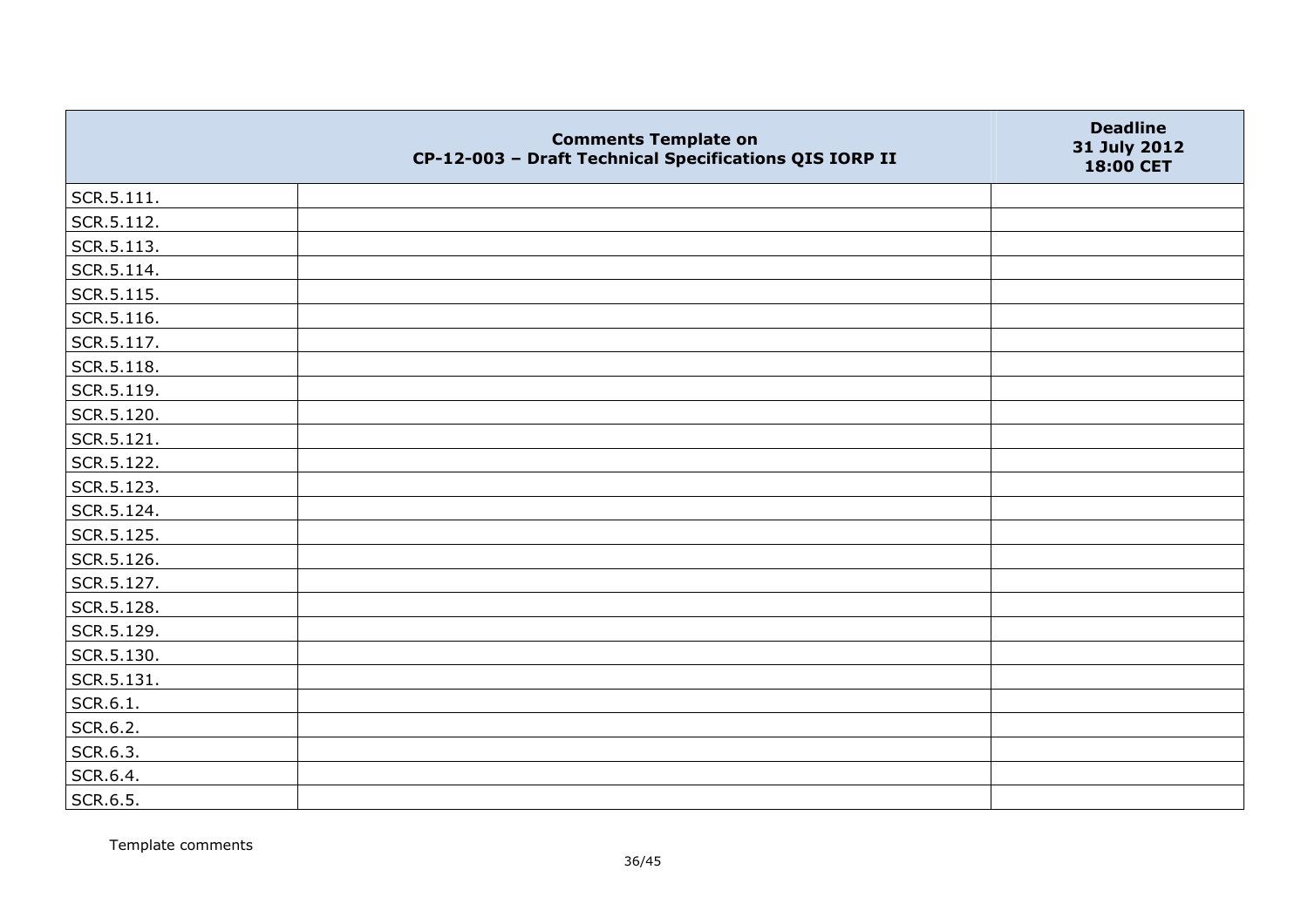| | Comments Template on CP-12-003 – Draft Technical Specifications QIS IORP II | Deadline 31 July 2012 18:00 CET |
|---|---|---|
| SCR.5.111. | | |
| SCR.5.112. | | |
| SCR.5.113. | | |
| SCR.5.114. | | |
| SCR.5.115. | | |
| SCR.5.116. | | |
| SCR.5.117. | | |
| SCR.5.118. | | |
| SCR.5.119. | | |
| SCR.5.120. | | |
| SCR.5.121. | | |
| SCR.5.122. | | |
| SCR.5.123. | | |
| SCR.5.124. | | |
| SCR.5.125. | | |
| SCR.5.126. | | |
| SCR.5.127. | | |
| SCR.5.128. | | |
| SCR.5.129. | | |
| SCR.5.130. | | |
| SCR.5.131. | | |
| SCR.6.1. | | |
| SCR.6.2. | | |
| SCR.6.3. | | |
| SCR.6.4. | | |
| SCR.6.5. | | |

Template comments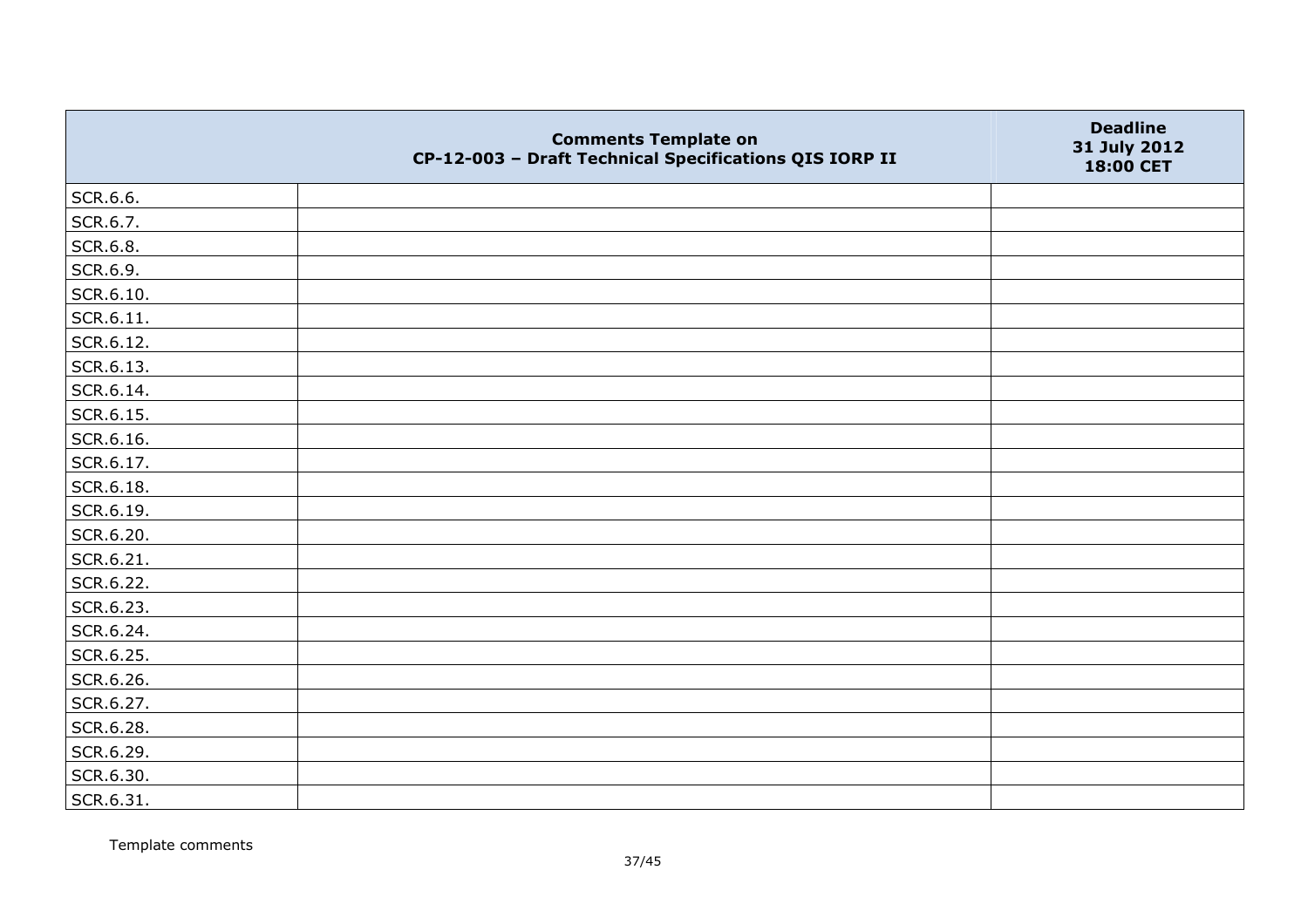|  | Comments Template on CP-12-003 – Draft Technical Specifications QIS IORP II | Deadline 31 July 2012 18:00 CET |
|---|---|---|
| SCR.6.6. |  |  |
| SCR.6.7. |  |  |
| SCR.6.8. |  |  |
| SCR.6.9. |  |  |
| SCR.6.10. |  |  |
| SCR.6.11. |  |  |
| SCR.6.12. |  |  |
| SCR.6.13. |  |  |
| SCR.6.14. |  |  |
| SCR.6.15. |  |  |
| SCR.6.16. |  |  |
| SCR.6.17. |  |  |
| SCR.6.18. |  |  |
| SCR.6.19. |  |  |
| SCR.6.20. |  |  |
| SCR.6.21. |  |  |
| SCR.6.22. |  |  |
| SCR.6.23. |  |  |
| SCR.6.24. |  |  |
| SCR.6.25. |  |  |
| SCR.6.26. |  |  |
| SCR.6.27. |  |  |
| SCR.6.28. |  |  |
| SCR.6.29. |  |  |
| SCR.6.30. |  |  |
| SCR.6.31. |  |  |

Template comments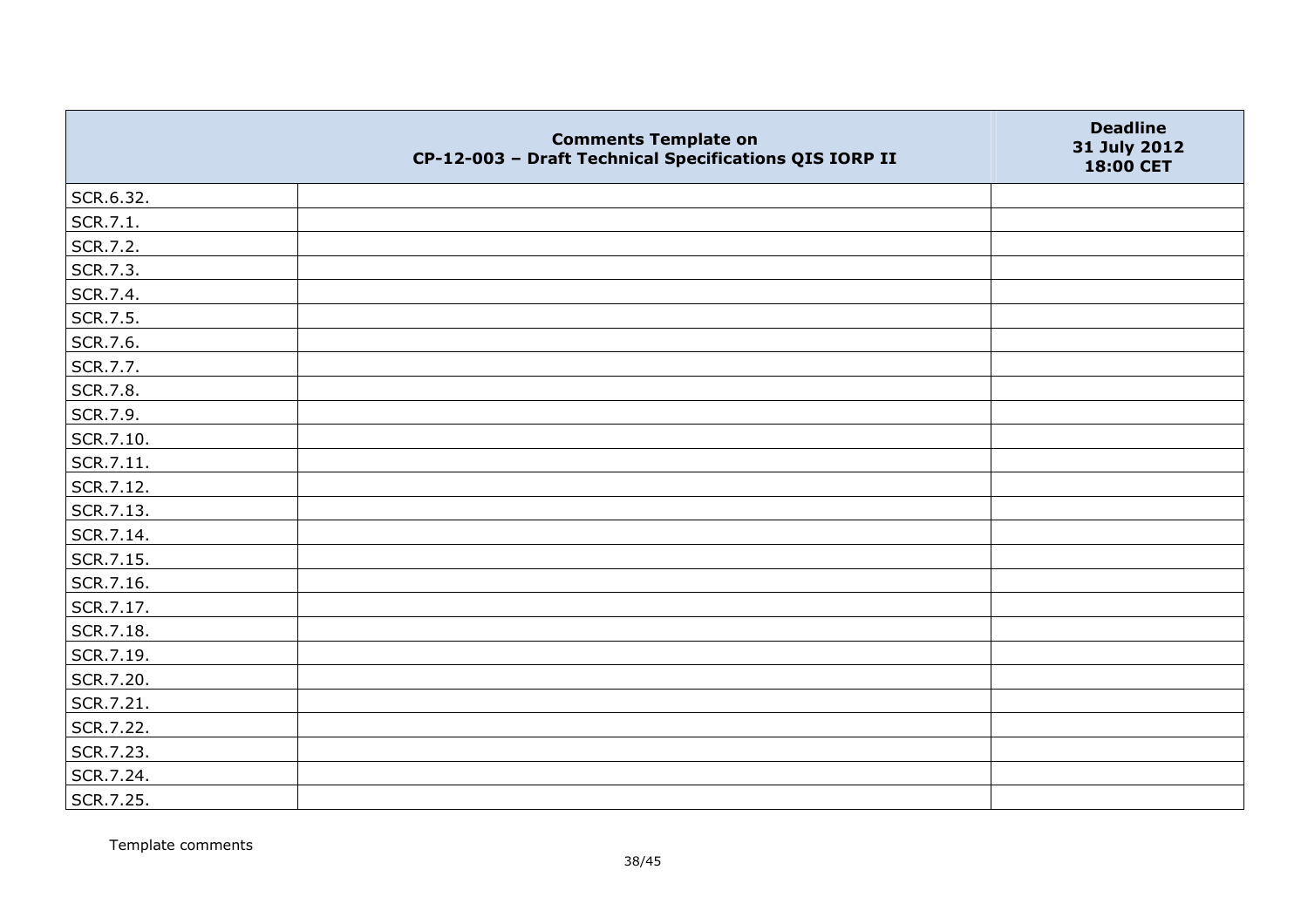| | Comments Template on CP-12-003 – Draft Technical Specifications QIS IORP II | Deadline 31 July 2012 18:00 CET |
|---|---|---|
| SCR.6.32. | | |
| SCR.7.1. | | |
| SCR.7.2. | | |
| SCR.7.3. | | |
| SCR.7.4. | | |
| SCR.7.5. | | |
| SCR.7.6. | | |
| SCR.7.7. | | |
| SCR.7.8. | | |
| SCR.7.9. | | |
| SCR.7.10. | | |
| SCR.7.11. | | |
| SCR.7.12. | | |
| SCR.7.13. | | |
| SCR.7.14. | | |
| SCR.7.15. | | |
| SCR.7.16. | | |
| SCR.7.17. | | |
| SCR.7.18. | | |
| SCR.7.19. | | |
| SCR.7.20. | | |
| SCR.7.21. | | |
| SCR.7.22. | | |
| SCR.7.23. | | |
| SCR.7.24. | | |
| SCR.7.25. | | |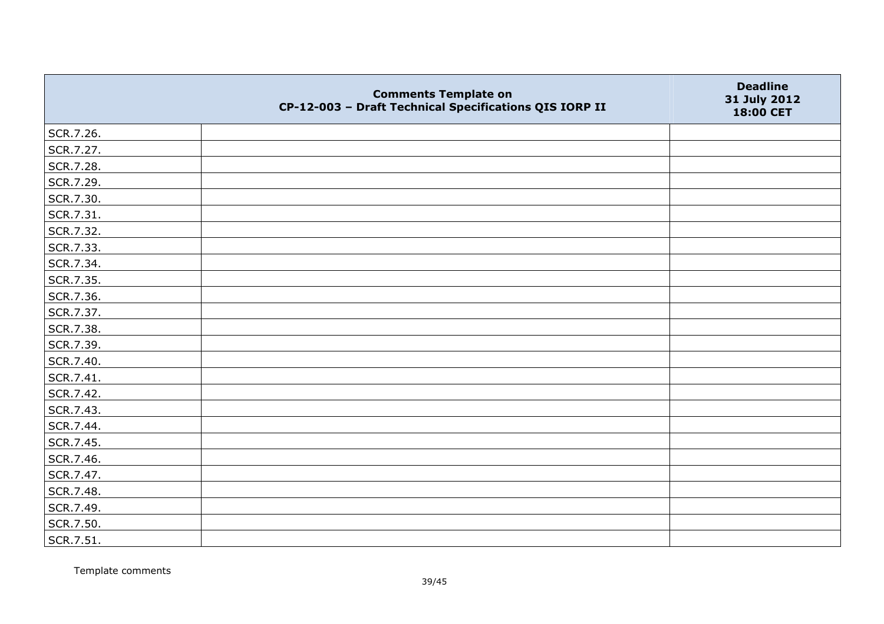| | Comments Template on CP-12-003 – Draft Technical Specifications QIS IORP II | Deadline 31 July 2012 18:00 CET |
|---|---|---|
| SCR.7.26. | | |
| SCR.7.27. | | |
| SCR.7.28. | | |
| SCR.7.29. | | |
| SCR.7.30. | | |
| SCR.7.31. | | |
| SCR.7.32. | | |
| SCR.7.33. | | |
| SCR.7.34. | | |
| SCR.7.35. | | |
| SCR.7.36. | | |
| SCR.7.37. | | |
| SCR.7.38. | | |
| SCR.7.39. | | |
| SCR.7.40. | | |
| SCR.7.41. | | |
| SCR.7.42. | | |
| SCR.7.43. | | |
| SCR.7.44. | | |
| SCR.7.45. | | |
| SCR.7.46. | | |
| SCR.7.47. | | |
| SCR.7.48. | | |
| SCR.7.49. | | |
| SCR.7.50. | | |
| SCR.7.51. | | |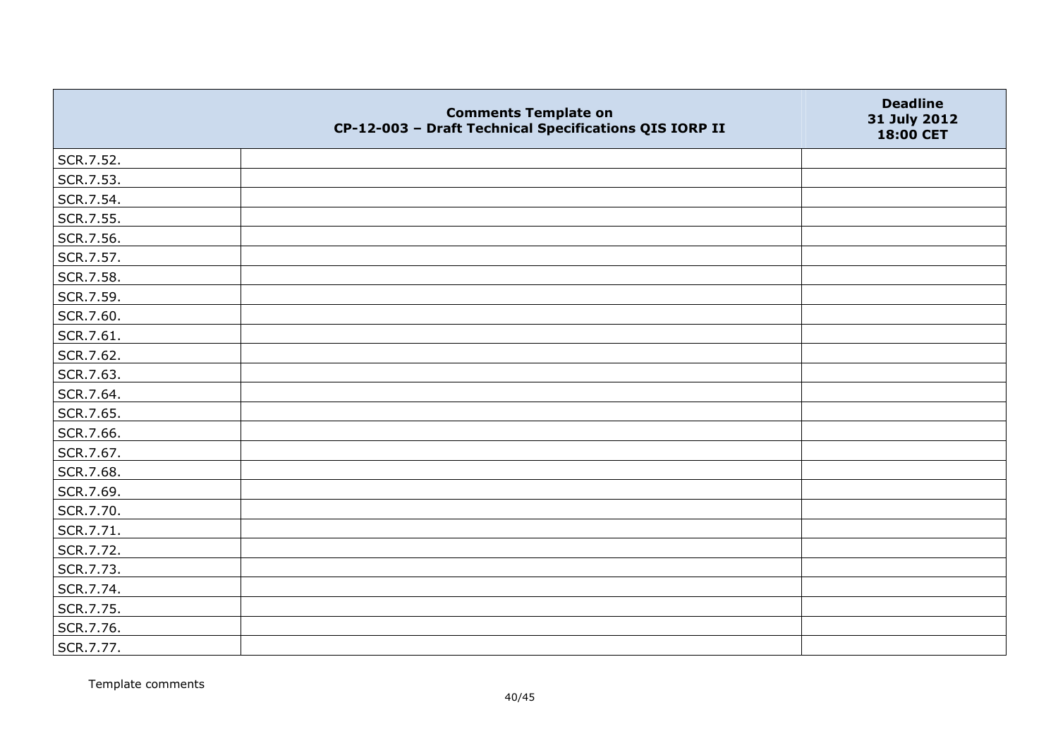|  | Comments Template on CP-12-003 – Draft Technical Specifications QIS IORP II | Deadline 31 July 2012 18:00 CET |
|---|---|---|
| SCR.7.52. |  |  |
| SCR.7.53. |  |  |
| SCR.7.54. |  |  |
| SCR.7.55. |  |  |
| SCR.7.56. |  |  |
| SCR.7.57. |  |  |
| SCR.7.58. |  |  |
| SCR.7.59. |  |  |
| SCR.7.60. |  |  |
| SCR.7.61. |  |  |
| SCR.7.62. |  |  |
| SCR.7.63. |  |  |
| SCR.7.64. |  |  |
| SCR.7.65. |  |  |
| SCR.7.66. |  |  |
| SCR.7.67. |  |  |
| SCR.7.68. |  |  |
| SCR.7.69. |  |  |
| SCR.7.70. |  |  |
| SCR.7.71. |  |  |
| SCR.7.72. |  |  |
| SCR.7.73. |  |  |
| SCR.7.74. |  |  |
| SCR.7.75. |  |  |
| SCR.7.76. |  |  |
| SCR.7.77. |  |  |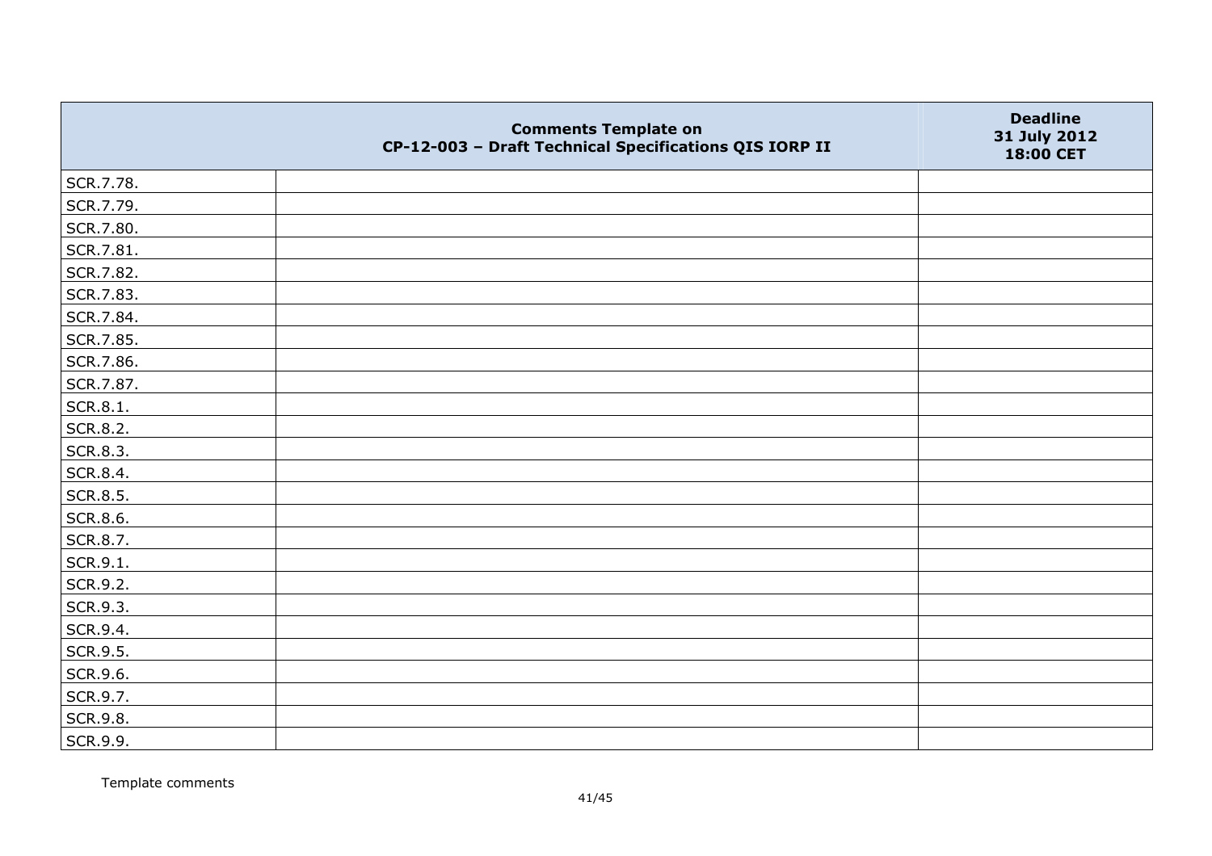|  | Comments Template on<br>CP-12-003 – Draft Technical Specifications QIS IORP II | Deadline<br>31 July 2012<br>18:00 CET |
|---|---|---|
| SCR.7.78. |  |  |
| SCR.7.79. |  |  |
| SCR.7.80. |  |  |
| SCR.7.81. |  |  |
| SCR.7.82. |  |  |
| SCR.7.83. |  |  |
| SCR.7.84. |  |  |
| SCR.7.85. |  |  |
| SCR.7.86. |  |  |
| SCR.7.87. |  |  |
| SCR.8.1. |  |  |
| SCR.8.2. |  |  |
| SCR.8.3. |  |  |
| SCR.8.4. |  |  |
| SCR.8.5. |  |  |
| SCR.8.6. |  |  |
| SCR.8.7. |  |  |
| SCR.9.1. |  |  |
| SCR.9.2. |  |  |
| SCR.9.3. |  |  |
| SCR.9.4. |  |  |
| SCR.9.5. |  |  |
| SCR.9.6. |  |  |
| SCR.9.7. |  |  |
| SCR.9.8. |  |  |
| SCR.9.9. |  |  |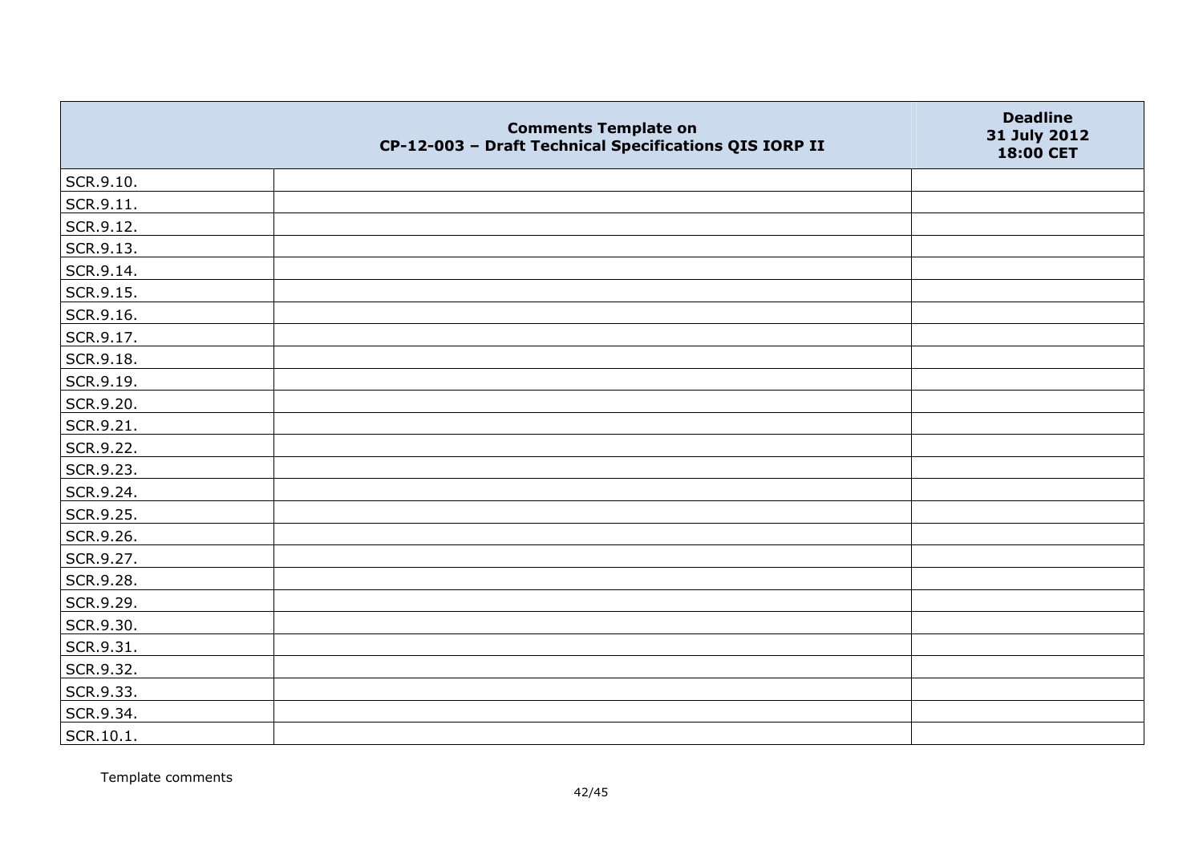| | Comments Template on CP-12-003 – Draft Technical Specifications QIS IORP II | Deadline 31 July 2012 18:00 CET |
|---|---|---|
| SCR.9.10. | | |
| SCR.9.11. | | |
| SCR.9.12. | | |
| SCR.9.13. | | |
| SCR.9.14. | | |
| SCR.9.15. | | |
| SCR.9.16. | | |
| SCR.9.17. | | |
| SCR.9.18. | | |
| SCR.9.19. | | |
| SCR.9.20. | | |
| SCR.9.21. | | |
| SCR.9.22. | | |
| SCR.9.23. | | |
| SCR.9.24. | | |
| SCR.9.25. | | |
| SCR.9.26. | | |
| SCR.9.27. | | |
| SCR.9.28. | | |
| SCR.9.29. | | |
| SCR.9.30. | | |
| SCR.9.31. | | |
| SCR.9.32. | | |
| SCR.9.33. | | |
| SCR.9.34. | | |
| SCR.10.1. | | |

Template comments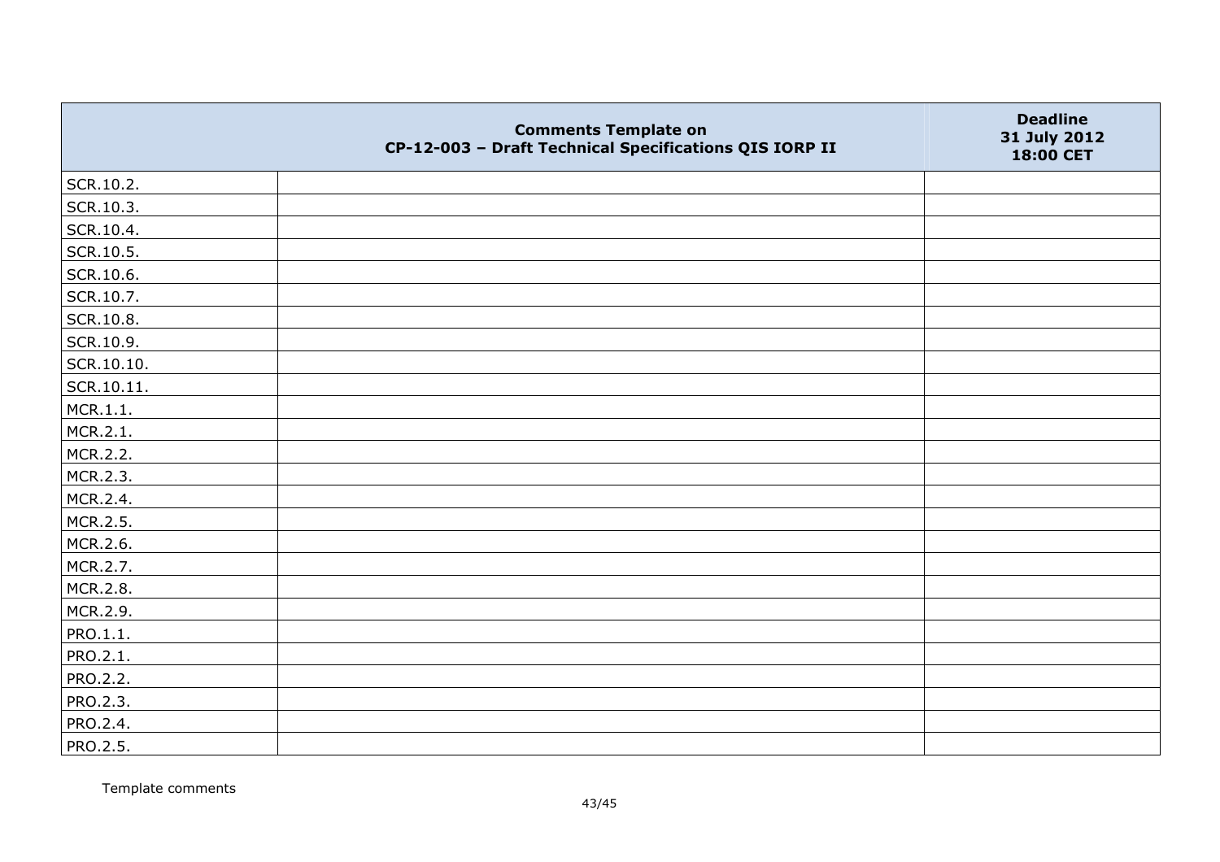| | Comments Template on CP-12-003 – Draft Technical Specifications QIS IORP II | Deadline 31 July 2012 18:00 CET |
|---|---|---|
| SCR.10.2. | | |
| SCR.10.3. | | |
| SCR.10.4. | | |
| SCR.10.5. | | |
| SCR.10.6. | | |
| SCR.10.7. | | |
| SCR.10.8. | | |
| SCR.10.9. | | |
| SCR.10.10. | | |
| SCR.10.11. | | |
| MCR.1.1. | | |
| MCR.2.1. | | |
| MCR.2.2. | | |
| MCR.2.3. | | |
| MCR.2.4. | | |
| MCR.2.5. | | |
| MCR.2.6. | | |
| MCR.2.7. | | |
| MCR.2.8. | | |
| MCR.2.9. | | |
| PRO.1.1. | | |
| PRO.2.1. | | |
| PRO.2.2. | | |
| PRO.2.3. | | |
| PRO.2.4. | | |
| PRO.2.5. | | |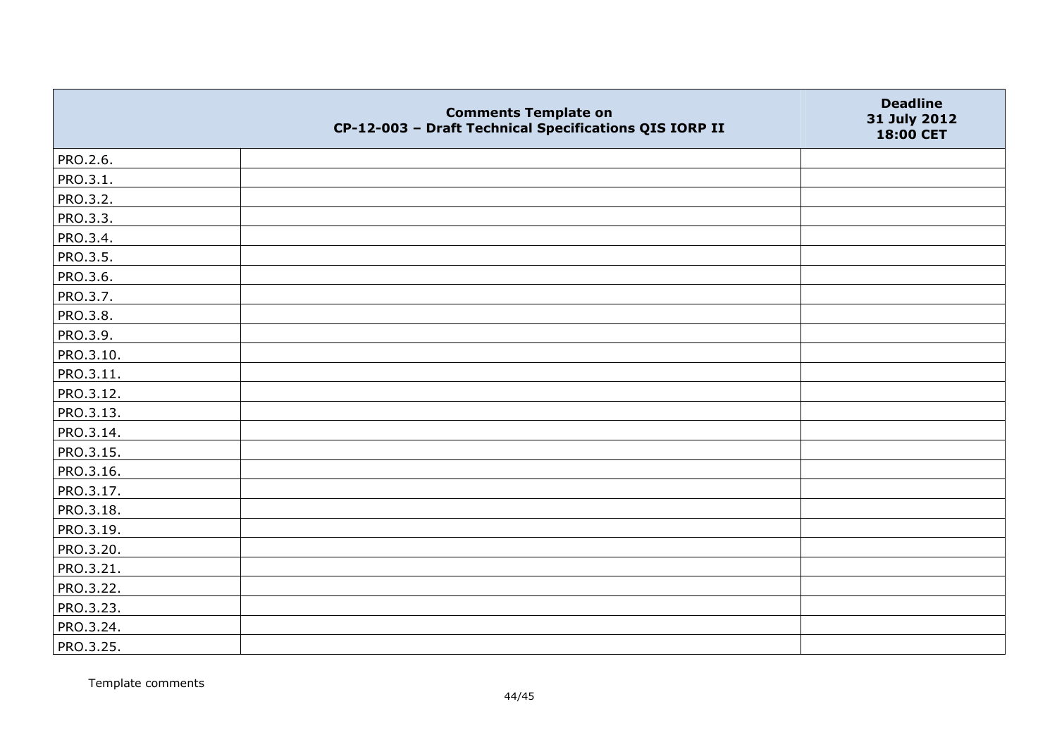| | Comments Template on CP-12-003 – Draft Technical Specifications QIS IORP II | Deadline 31 July 2012 18:00 CET |
|---|---|---|
| PRO.2.6. | | |
| PRO.3.1. | | |
| PRO.3.2. | | |
| PRO.3.3. | | |
| PRO.3.4. | | |
| PRO.3.5. | | |
| PRO.3.6. | | |
| PRO.3.7. | | |
| PRO.3.8. | | |
| PRO.3.9. | | |
| PRO.3.10. | | |
| PRO.3.11. | | |
| PRO.3.12. | | |
| PRO.3.13. | | |
| PRO.3.14. | | |
| PRO.3.15. | | |
| PRO.3.16. | | |
| PRO.3.17. | | |
| PRO.3.18. | | |
| PRO.3.19. | | |
| PRO.3.20. | | |
| PRO.3.21. | | |
| PRO.3.22. | | |
| PRO.3.23. | | |
| PRO.3.24. | | |
| PRO.3.25. | | |

Template comments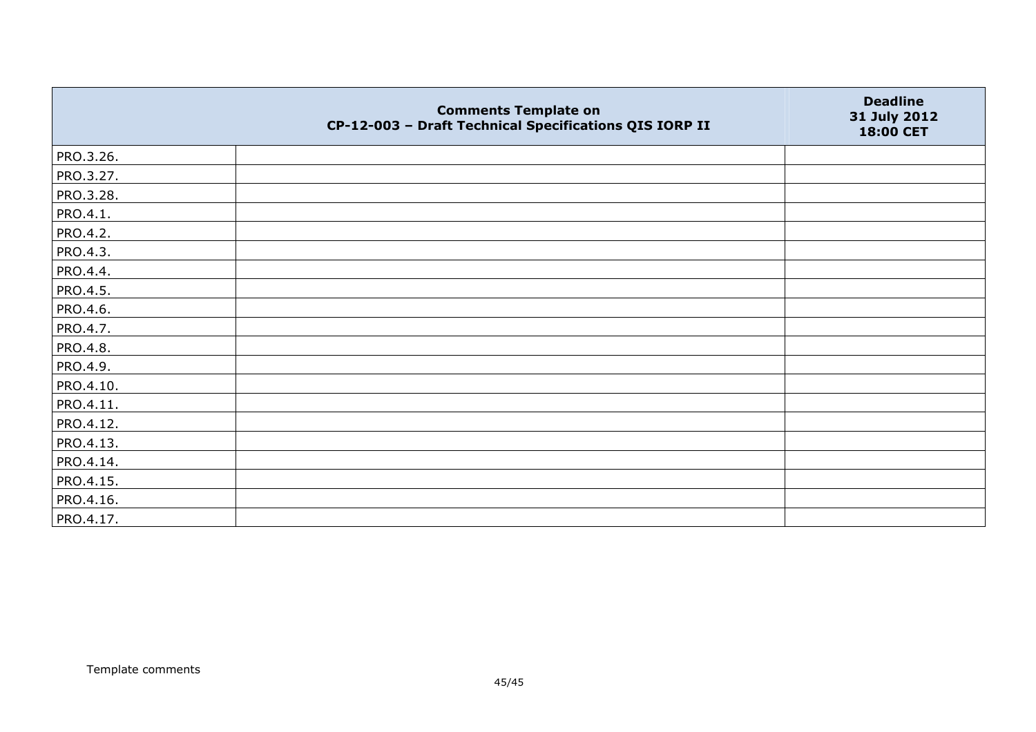| | Comments Template on CP-12-003 – Draft Technical Specifications QIS IORP II | Deadline 31 July 2012 18:00 CET |
|---|---|---|
| PRO.3.26. | | |
| PRO.3.27. | | |
| PRO.3.28. | | |
| PRO.4.1. | | |
| PRO.4.2. | | |
| PRO.4.3. | | |
| PRO.4.4. | | |
| PRO.4.5. | | |
| PRO.4.6. | | |
| PRO.4.7. | | |
| PRO.4.8. | | |
| PRO.4.9. | | |
| PRO.4.10. | | |
| PRO.4.11. | | |
| PRO.4.12. | | |
| PRO.4.13. | | |
| PRO.4.14. | | |
| PRO.4.15. | | |
| PRO.4.16. | | |
| PRO.4.17. | | |